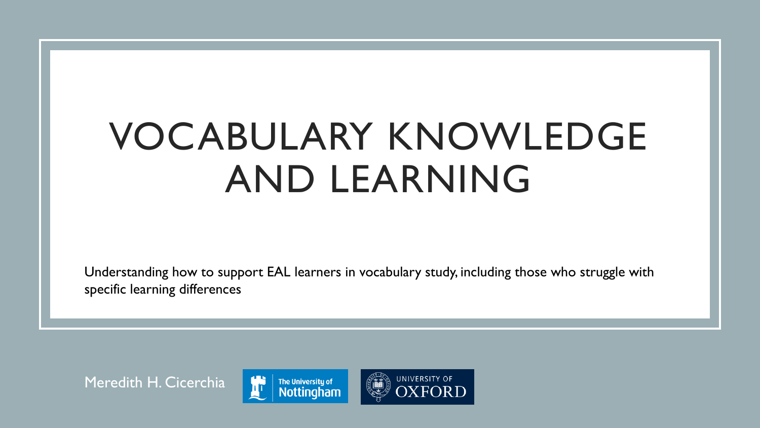# VOCABULARY KNOWLEDGE AND LEARNING

Understanding how to support EAL learners in vocabulary study, including those who struggle with specific learning differences

Meredith H. Cicerchia

The University of Nottingham

University of Oxford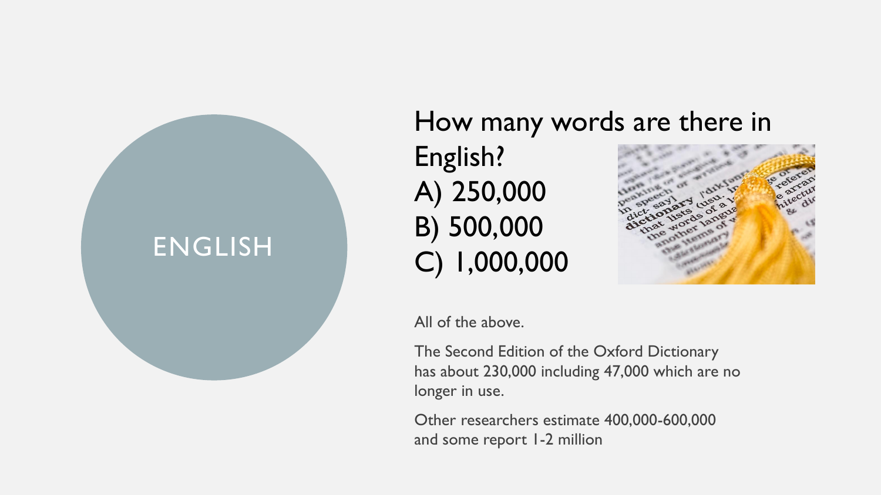# ENGLISH

## How many words are there in English?

A) 250,000
B) 500,000
C) 1,000,000

All of the above.

The Second Edition of the Oxford Dictionary has about 230,000 including 47,000 which are no longer in use.

Other researchers estimate 400,000-600,000 and some report 1-2 million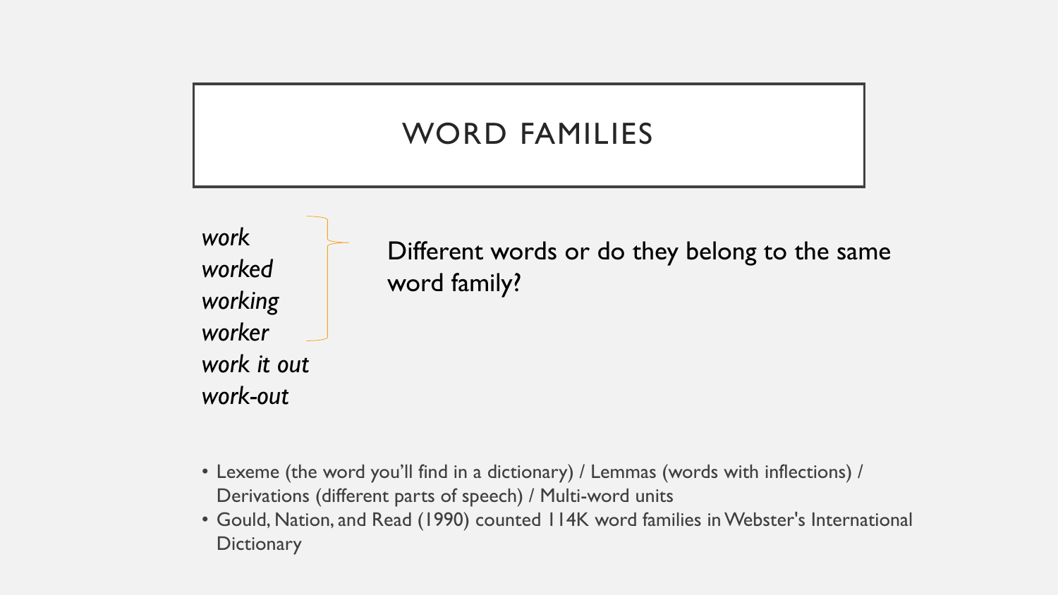# WORD FAMILIES

*work*
*worked*
*working*
*worker*
*work it out*
*work-out*

Different words or do they belong to the same word family?

- Lexeme (the word you'll find in a dictionary) / Lemmas (words with inflections) / Derivations (different parts of speech) / Multi-word units
- Gould, Nation, and Read (1990) counted 114K word families in Webster's International Dictionary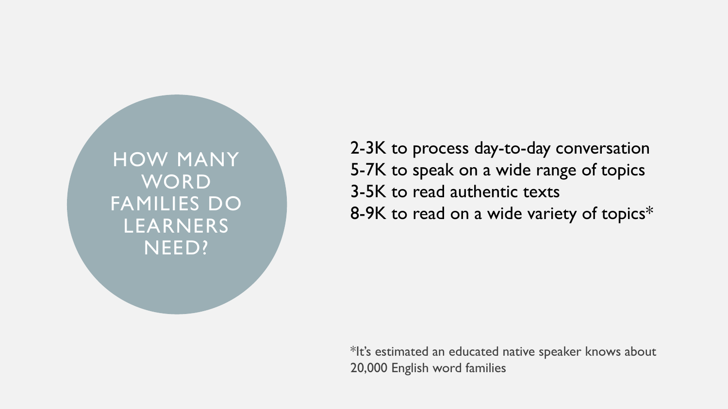# HOW MANY WORD FAMILIES DO LEARNERS NEED?

2-3K to process day-to-day conversation
5-7K to speak on a wide range of topics
3-5K to read authentic texts
8-9K to read on a wide variety of topics*

*It's estimated an educated native speaker knows about 20,000 English word families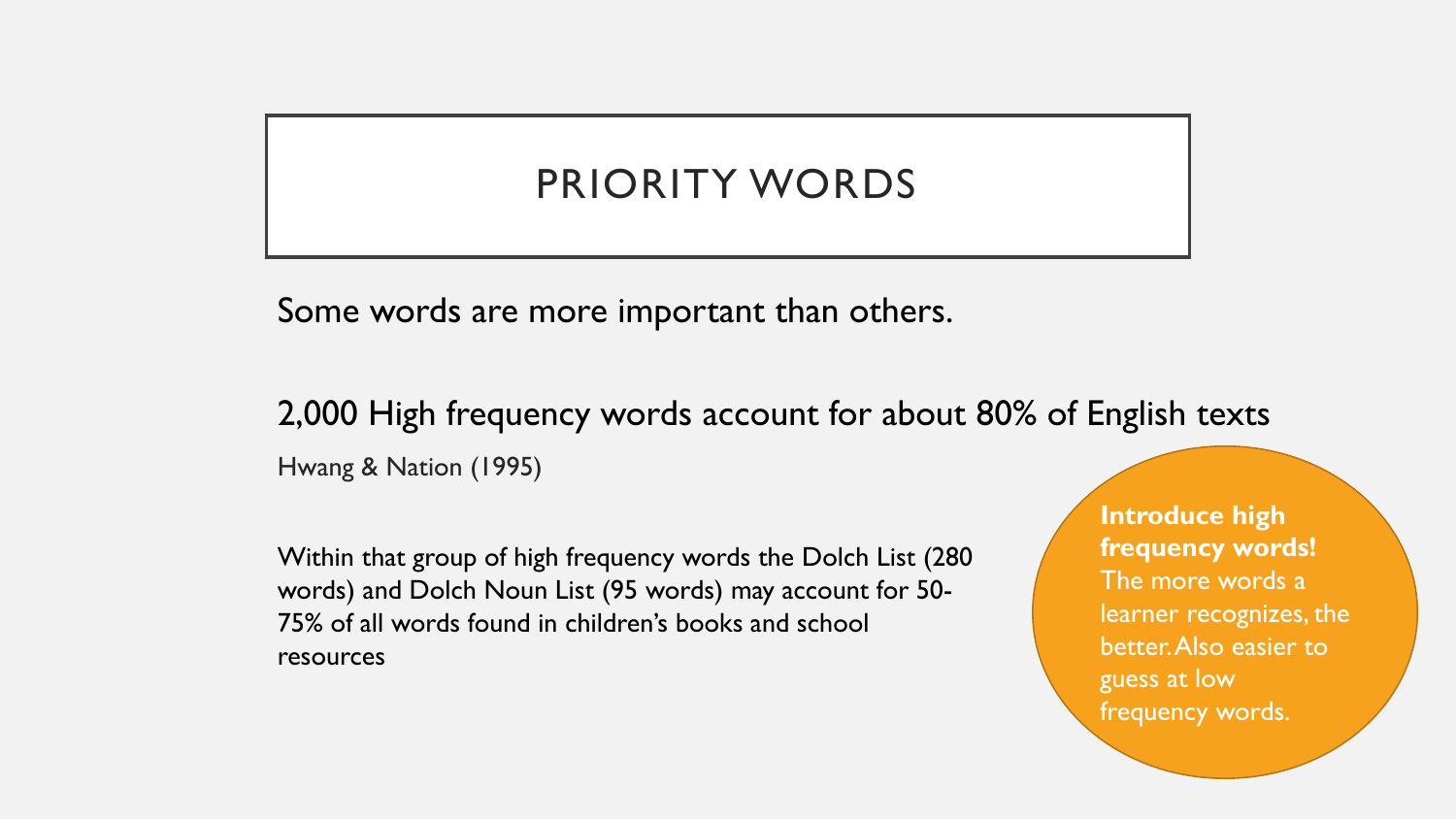# PRIORITY WORDS

Some words are more important than others.

2,000 High frequency words account for about 80% of English texts

Hwang & Nation (1995)

Within that group of high frequency words the Dolch List (280 words) and Dolch Noun List (95 words) may account for 50-75% of all words found in children's books and school resources

**Introduce high frequency words!** The more words a learner recognizes, the better. Also easier to guess at low frequency words.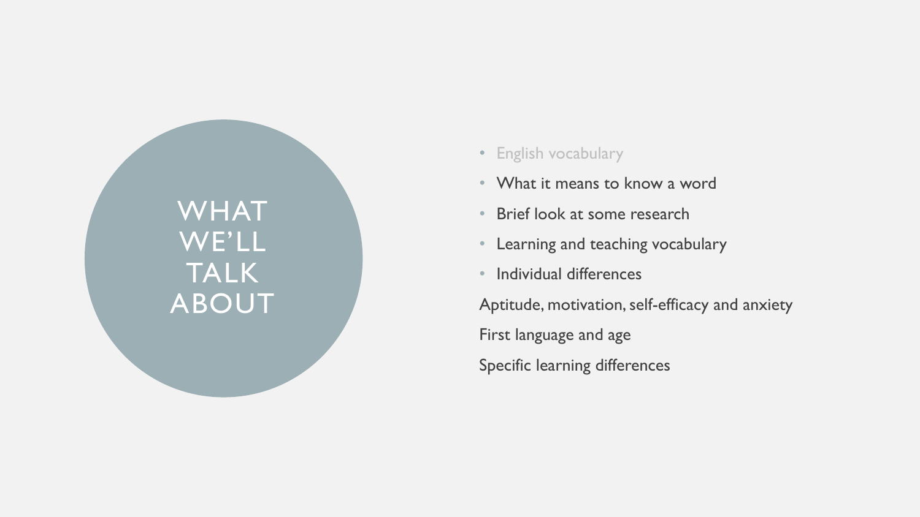# WHAT WE'LL TALK ABOUT

- English vocabulary
- What it means to know a word
- Brief look at some research
- Learning and teaching vocabulary
- Individual differences

Aptitude, motivation, self-efficacy and anxiety

First language and age

Specific learning differences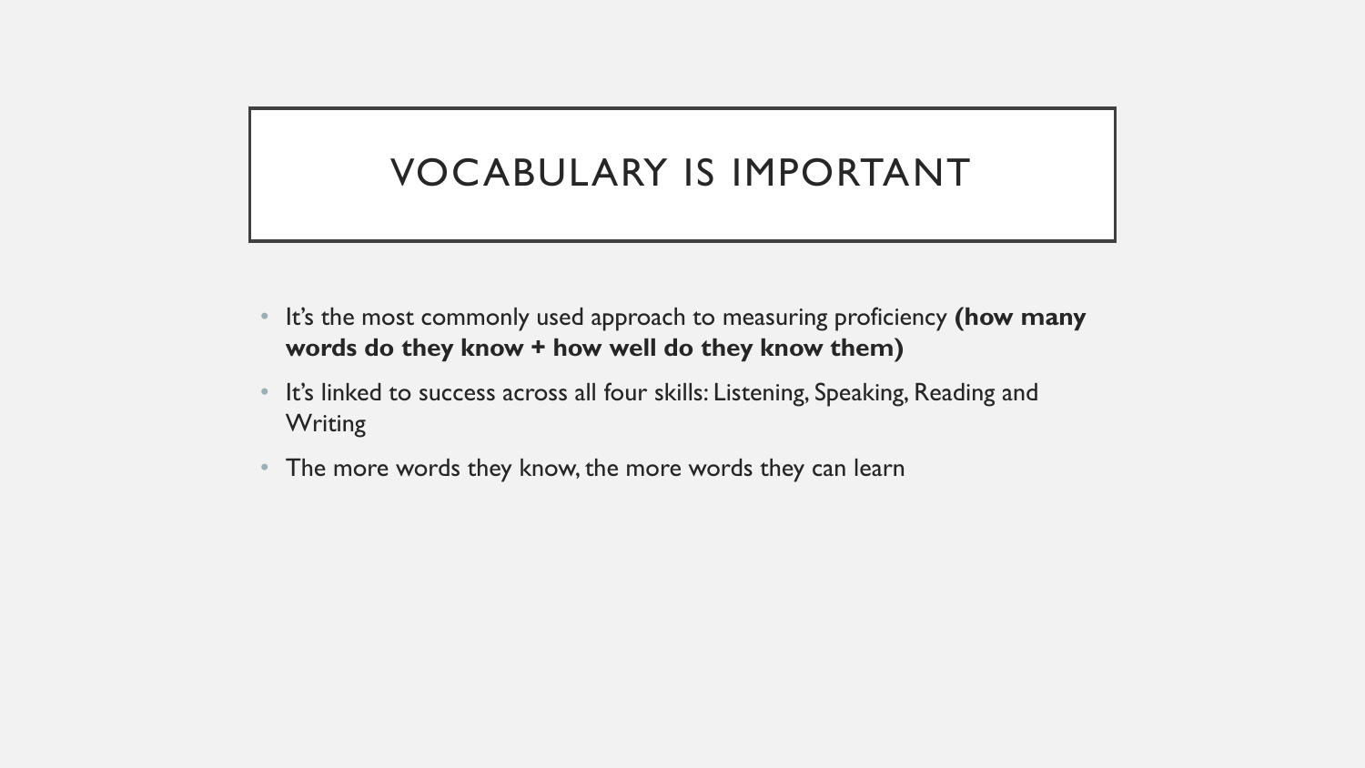# VOCABULARY IS IMPORTANT

- It's the most commonly used approach to measuring proficiency **(how many words do they know + how well do they know them)**
- It's linked to success across all four skills: Listening, Speaking, Reading and Writing
- The more words they know, the more words they can learn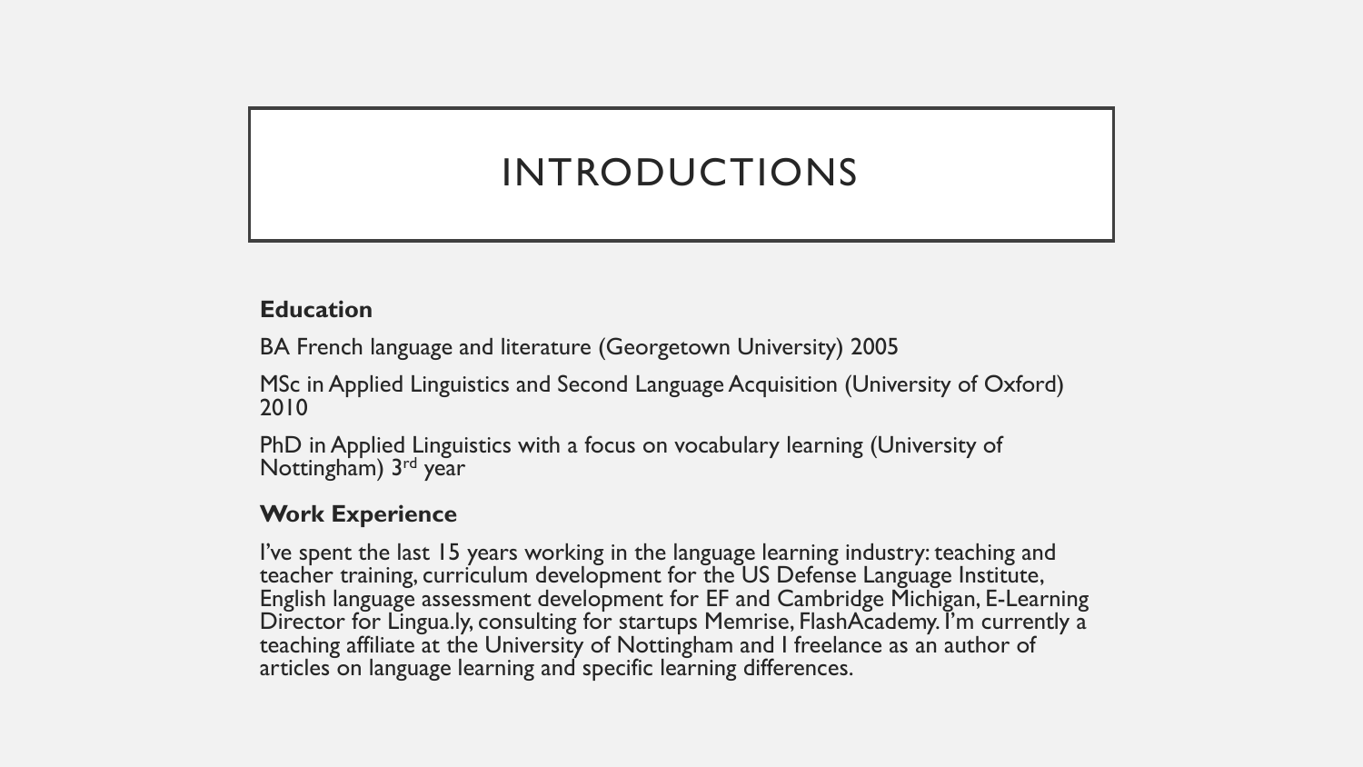# INTRODUCTIONS

**Education**

BA French language and literature (Georgetown University) 2005

MSc in Applied Linguistics and Second Language Acquisition (University of Oxford) 2010

PhD in Applied Linguistics with a focus on vocabulary learning (University of Nottingham) 3rd year

**Work Experience**

I've spent the last 15 years working in the language learning industry: teaching and teacher training, curriculum development for the US Defense Language Institute, English language assessment development for EF and Cambridge Michigan, E-Learning Director for Lingua.ly, consulting for startups Memrise, FlashAcademy. I'm currently a teaching affiliate at the University of Nottingham and I freelance as an author of articles on language learning and specific learning differences.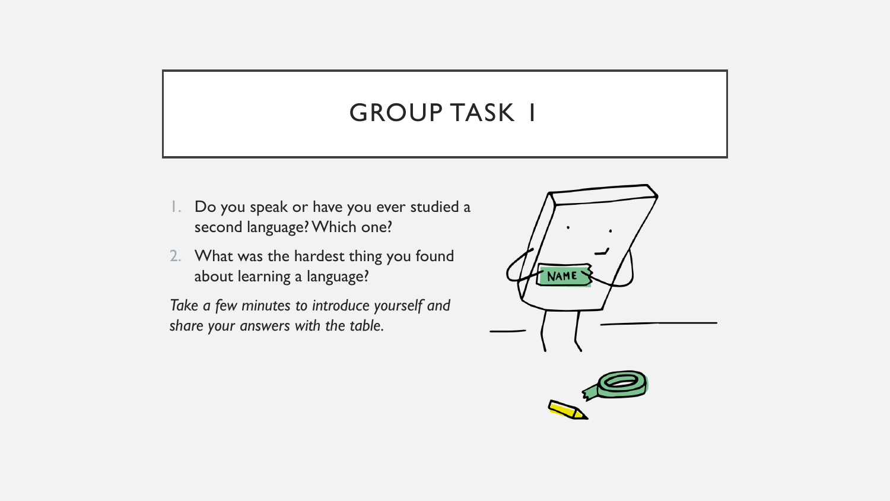# GROUP TASK 1

1. Do you speak or have you ever studied a second language? Which one?
2. What was the hardest thing you found about learning a language?

*Take a few minutes to introduce yourself and share your answers with the table.*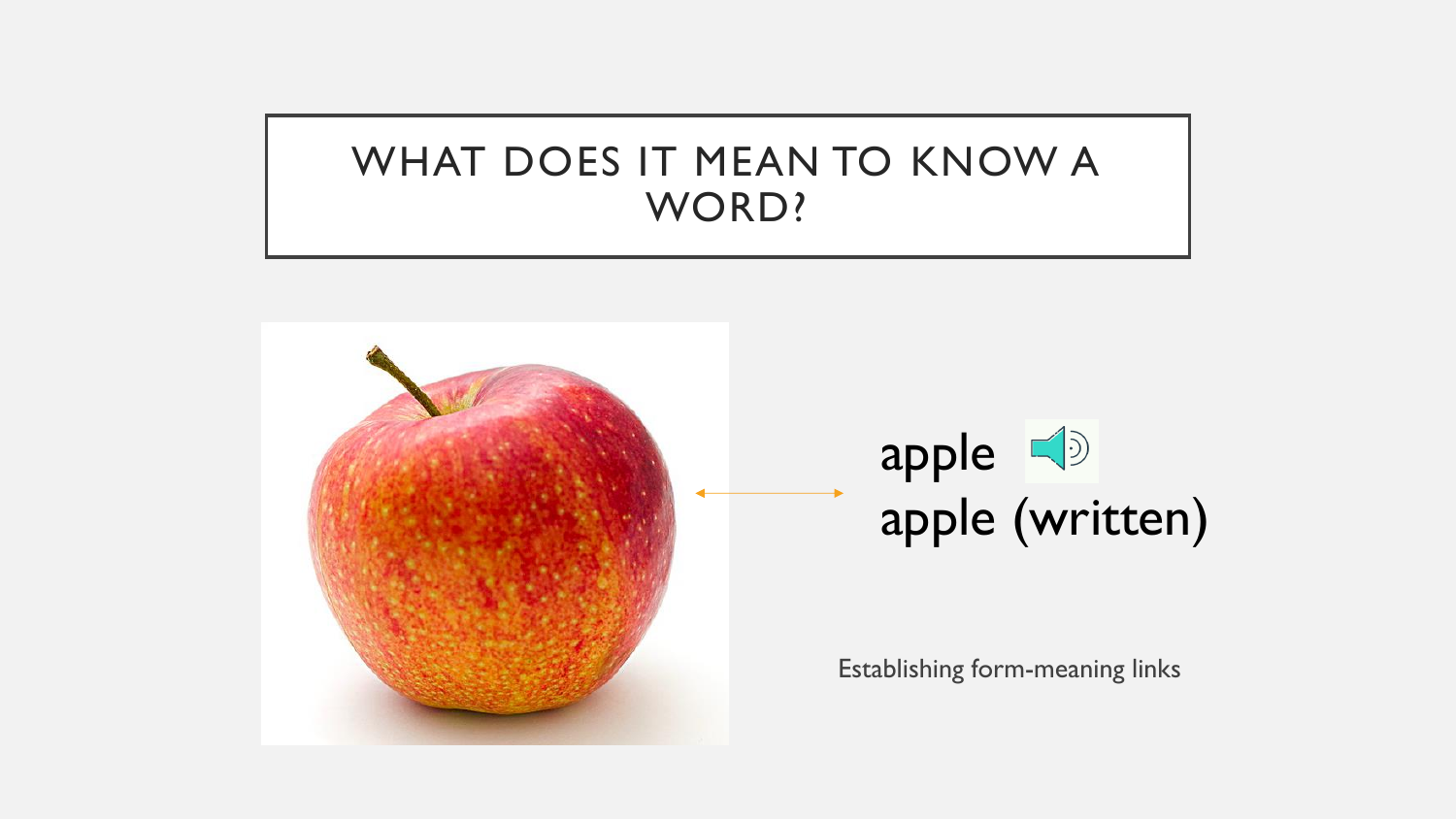# WHAT DOES IT MEAN TO KNOW A WORD?

apple
apple (written)

Establishing form-meaning links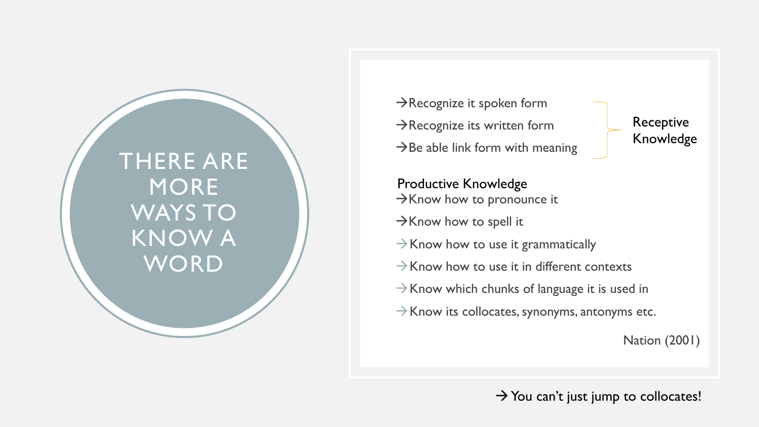# THERE ARE MORE WAYS TO KNOW A WORD

→Recognize it spoken form
→Recognize its written form
→Be able link form with meaning

} Receptive Knowledge

Productive Knowledge

→Know how to pronounce it
→Know how to spell it
→Know how to use it grammatically
→Know how to use it in different contexts
→Know which chunks of language it is used in
→Know its collocates, synonyms, antonyms etc.

Nation (2001)

→ You can't just jump to collocates!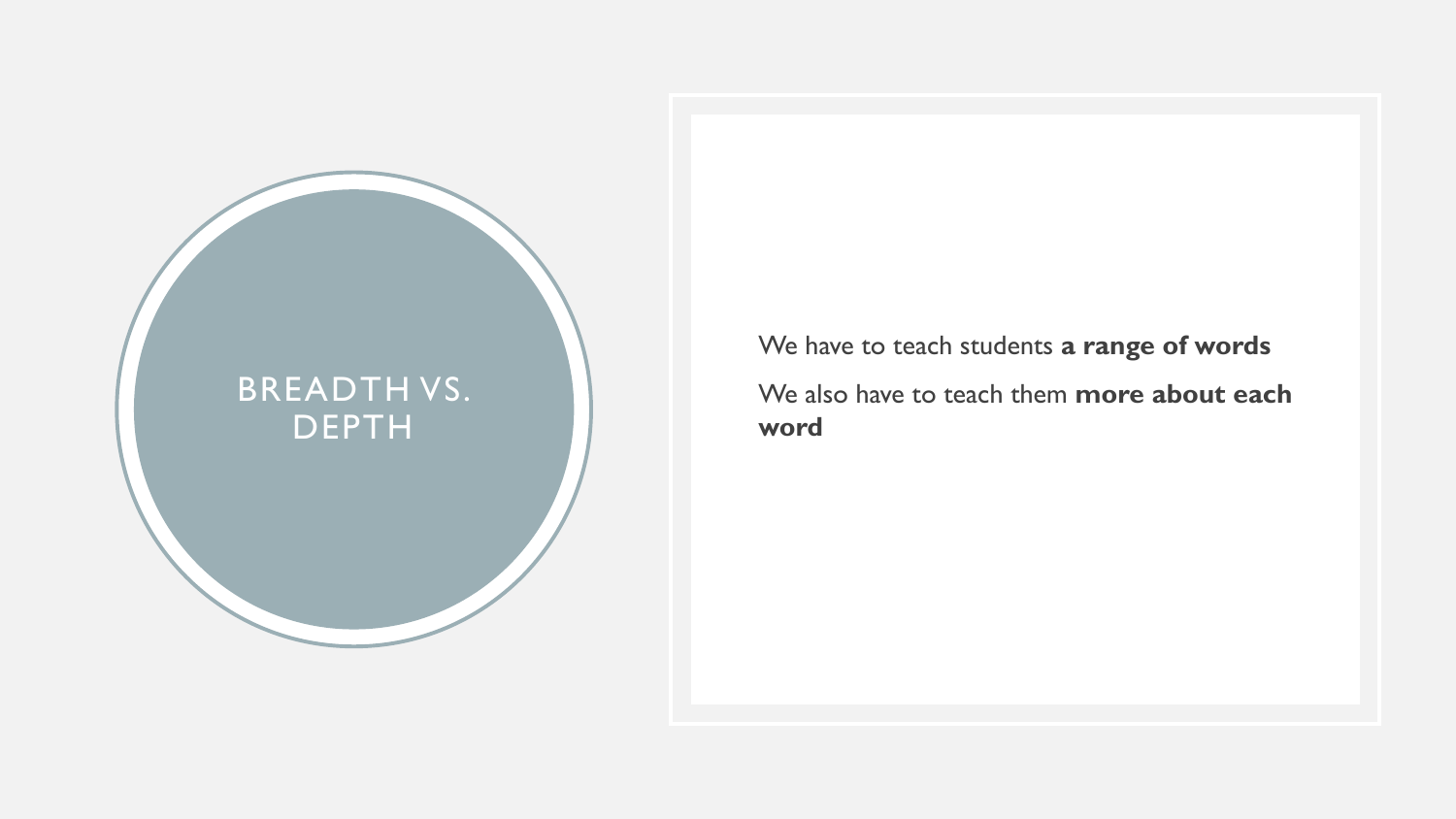# BREADTH VS. DEPTH

We have to teach students **a range of words**

We also have to teach them **more about each word**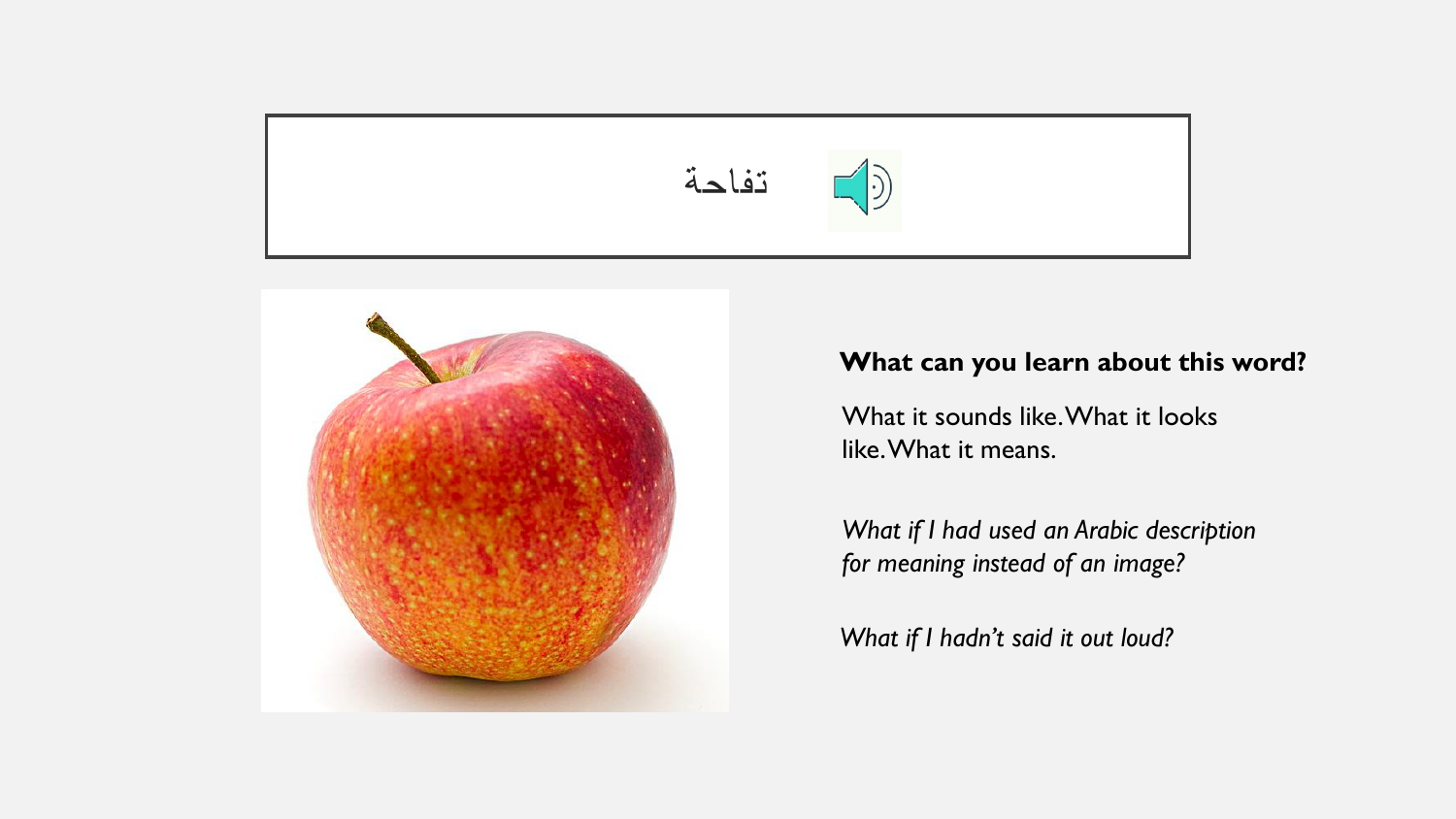تفاحة

**What can you learn about this word?**

What it sounds like. What it looks like. What it means.

*What if I had used an Arabic description for meaning instead of an image?*

*What if I hadn't said it out loud?*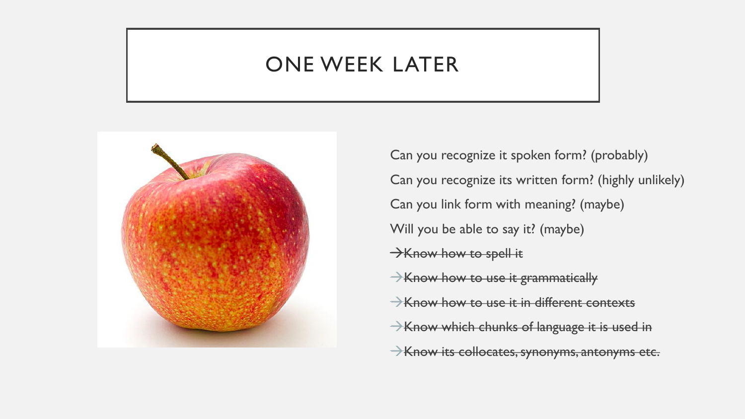# ONE WEEK LATER

Can you recognize it spoken form? (probably)

Can you recognize its written form? (highly unlikely)

Can you link form with meaning? (maybe)

Will you be able to say it? (maybe)

→~~Know how to spell it~~

→~~Know how to use it grammatically~~

→~~Know how to use it in different contexts~~

→~~Know which chunks of language it is used in~~

→~~Know its collocates, synonyms, antonyms etc.~~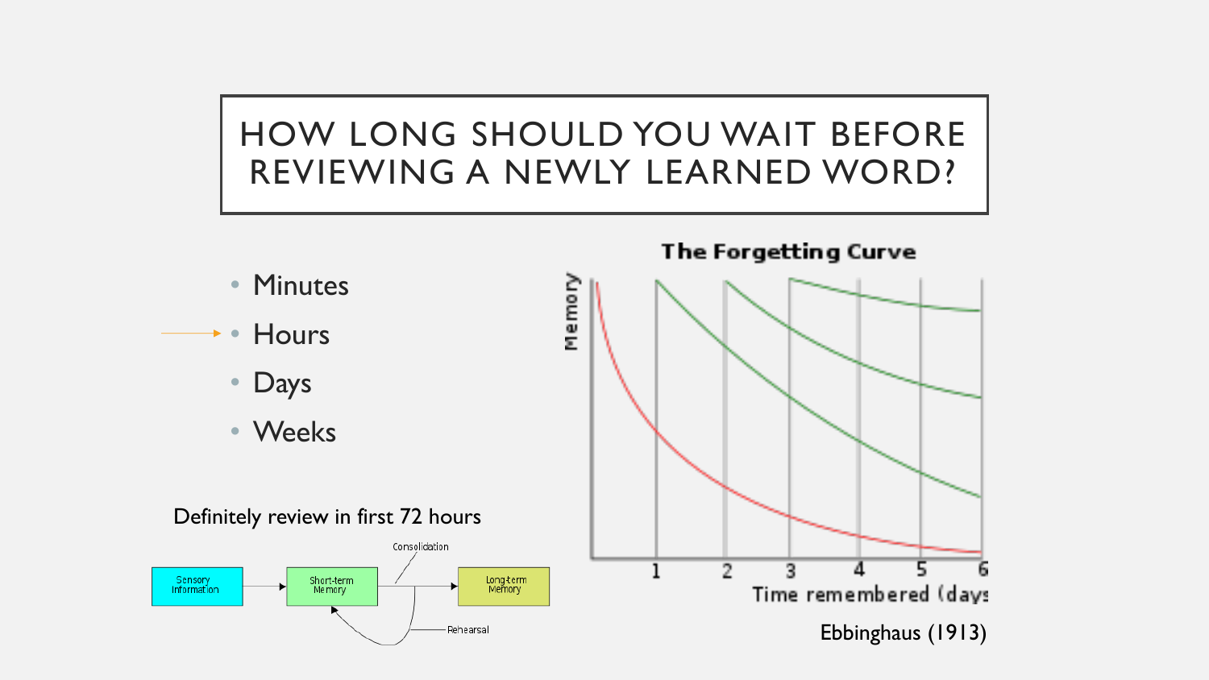# HOW LONG SHOULD YOU WAIT BEFORE REVIEWING A NEWLY LEARNED WORD?

- Minutes
- Hours
- Days
- Weeks

Definitely review in first 72 hours

Sensory Information → Short-term Memory → Long-term Memory

Consolidation

Rehearsal

**The Forgetting Curve**

Memory

Time remembered (days)

1 2 3 4 5 6

Ebbinghaus (1913)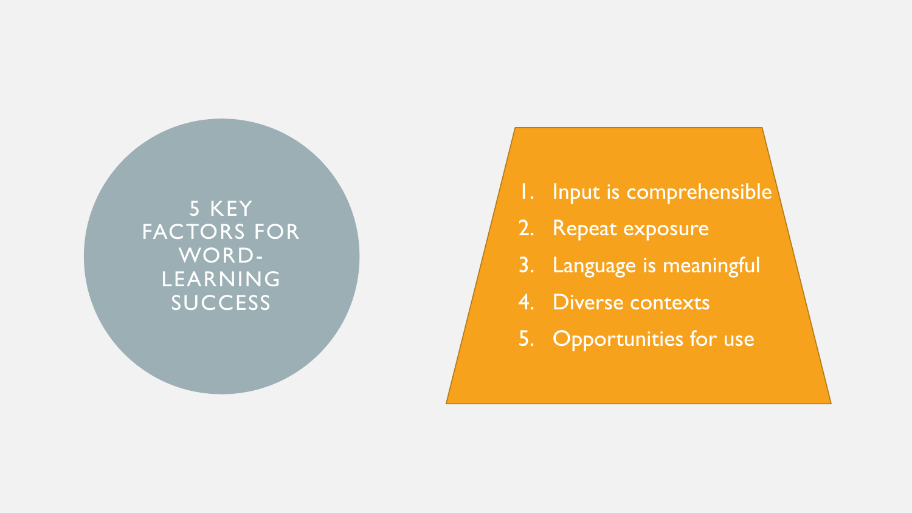# 5 KEY FACTORS FOR WORD-LEARNING SUCCESS

1. Input is comprehensible
2. Repeat exposure
3. Language is meaningful
4. Diverse contexts
5. Opportunities for use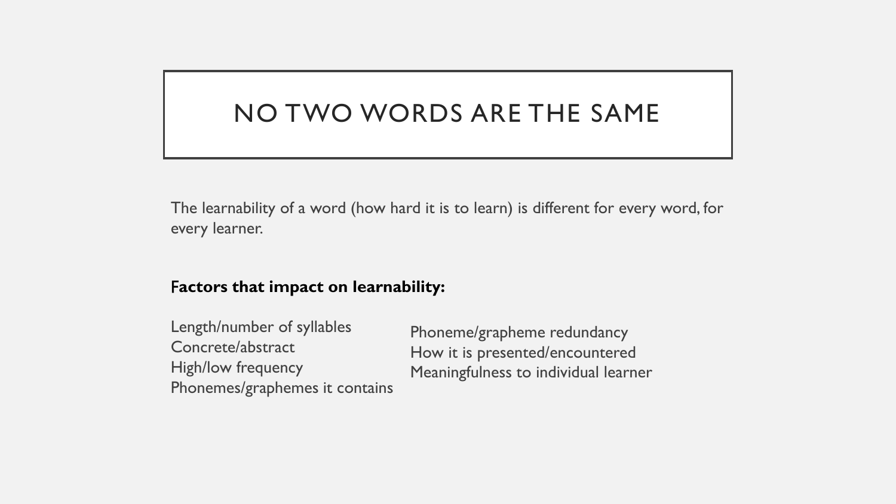# NO TWO WORDS ARE THE SAME

The learnability of a word (how hard it is to learn) is different for every word, for every learner.

**Factors that impact on learnability:**

- Length/number of syllables
- Concrete/abstract
- High/low frequency
- Phonemes/graphemes it contains
- Phoneme/grapheme redundancy
- How it is presented/encountered
- Meaningfulness to individual learner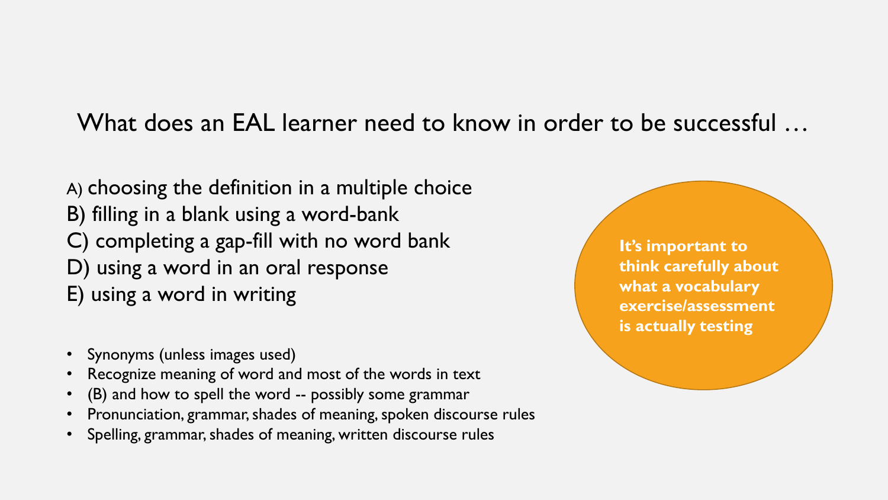## What does an EAL learner need to know in order to be successful …

A) choosing the definition in a multiple choice
B) filling in a blank using a word-bank
C) completing a gap-fill with no word bank
D) using a word in an oral response
E) using a word in writing

- Synonyms (unless images used)
- Recognize meaning of word and most of the words in text
- (B) and how to spell the word -- possibly some grammar
- Pronunciation, grammar, shades of meaning, spoken discourse rules
- Spelling, grammar, shades of meaning, written discourse rules

**It's important to think carefully about what a vocabulary exercise/assessment is actually testing**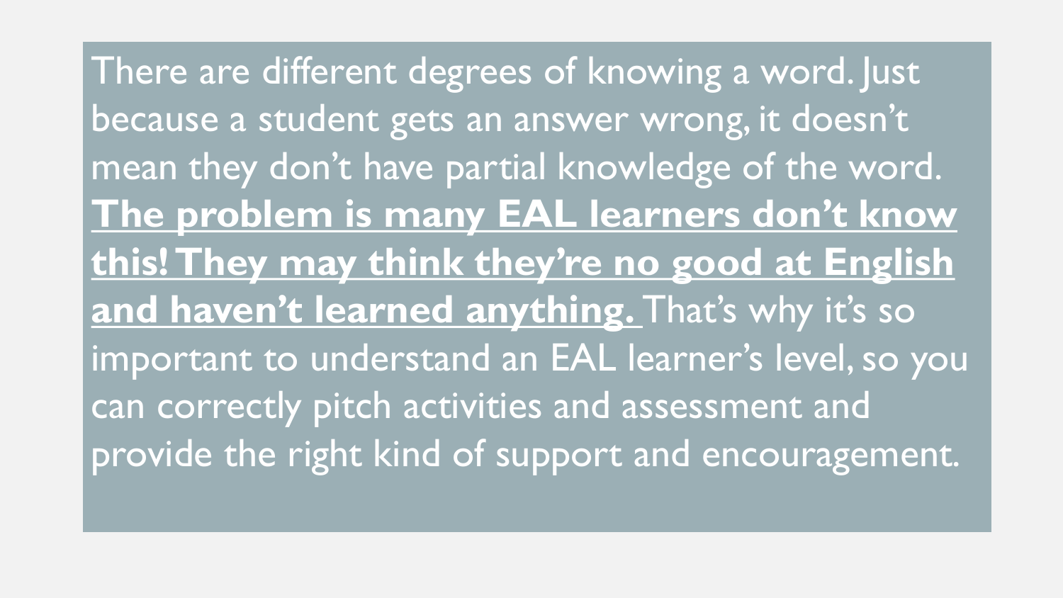There are different degrees of knowing a word. Just because a student gets an answer wrong, it doesn't mean they don't have partial knowledge of the word. **<u>The problem is many EAL learners don't know this! They may think they're no good at English and haven't learned anything.</u>** That's why it's so important to understand an EAL learner's level, so you can correctly pitch activities and assessment and provide the right kind of support and encouragement.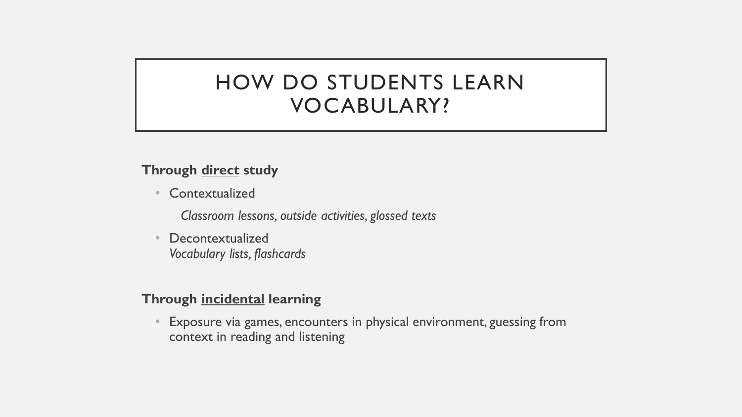# HOW DO STUDENTS LEARN VOCABULARY?

**Through direct study**

- Contextualized

  *Classroom lessons, outside activities, glossed texts*

- Decontextualized
  *Vocabulary lists, flashcards*

**Through incidental learning**

- Exposure via games, encounters in physical environment, guessing from context in reading and listening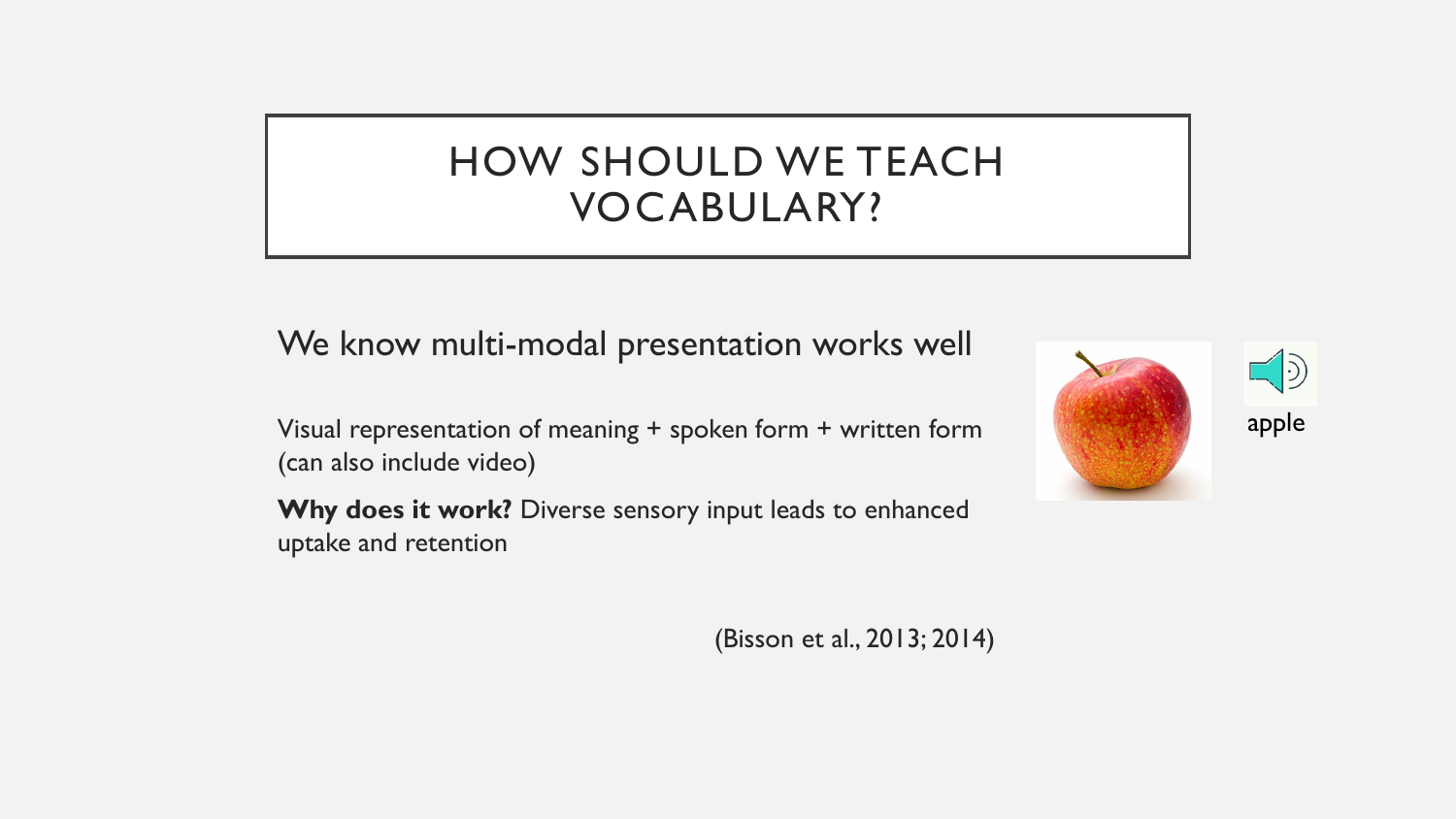# HOW SHOULD WE TEACH VOCABULARY?

We know multi-modal presentation works well

Visual representation of meaning + spoken form + written form (can also include video)

**Why does it work?** Diverse sensory input leads to enhanced uptake and retention

apple

(Bisson et al., 2013; 2014)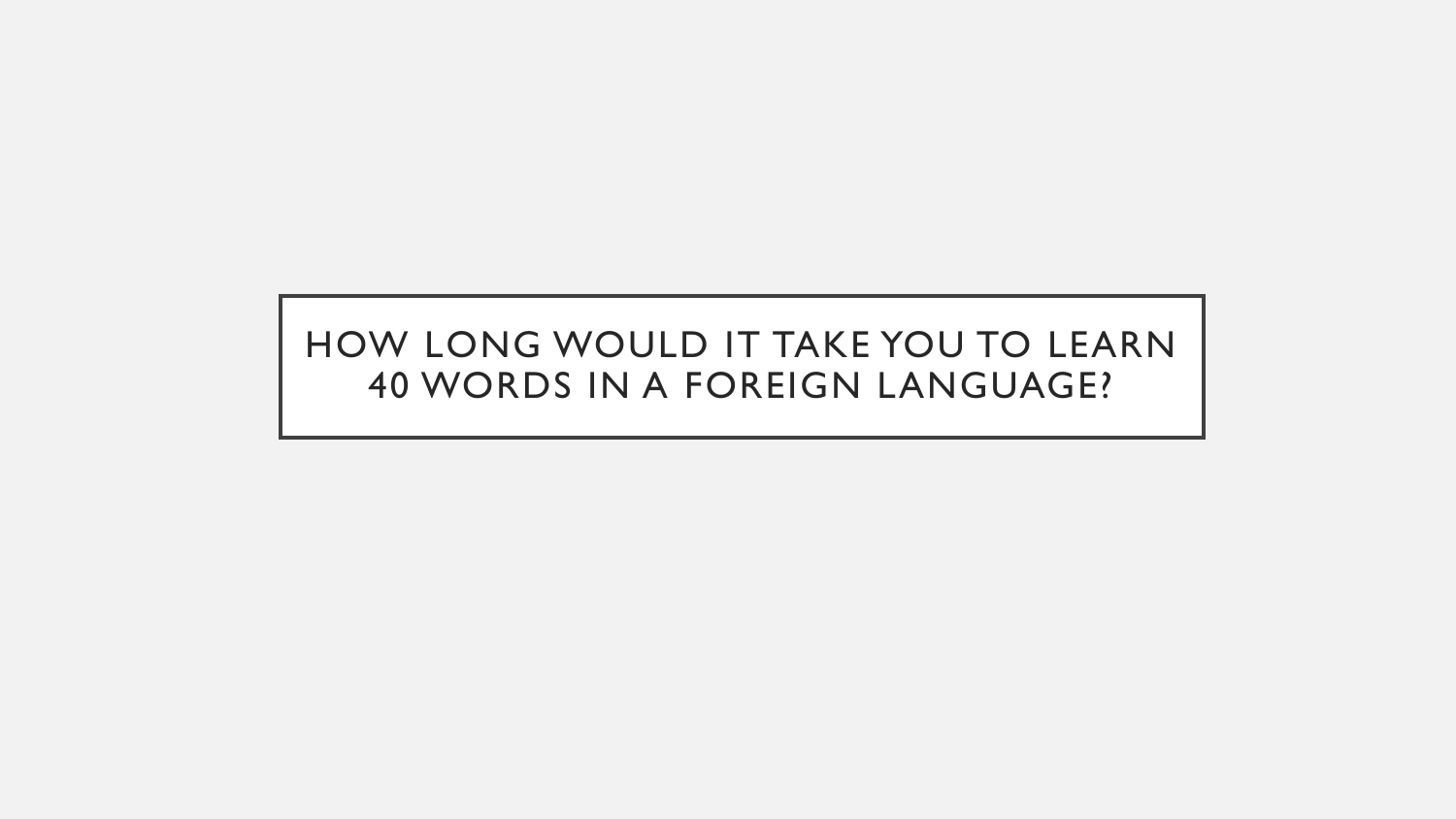# HOW LONG WOULD IT TAKE YOU TO LEARN 40 WORDS IN A FOREIGN LANGUAGE?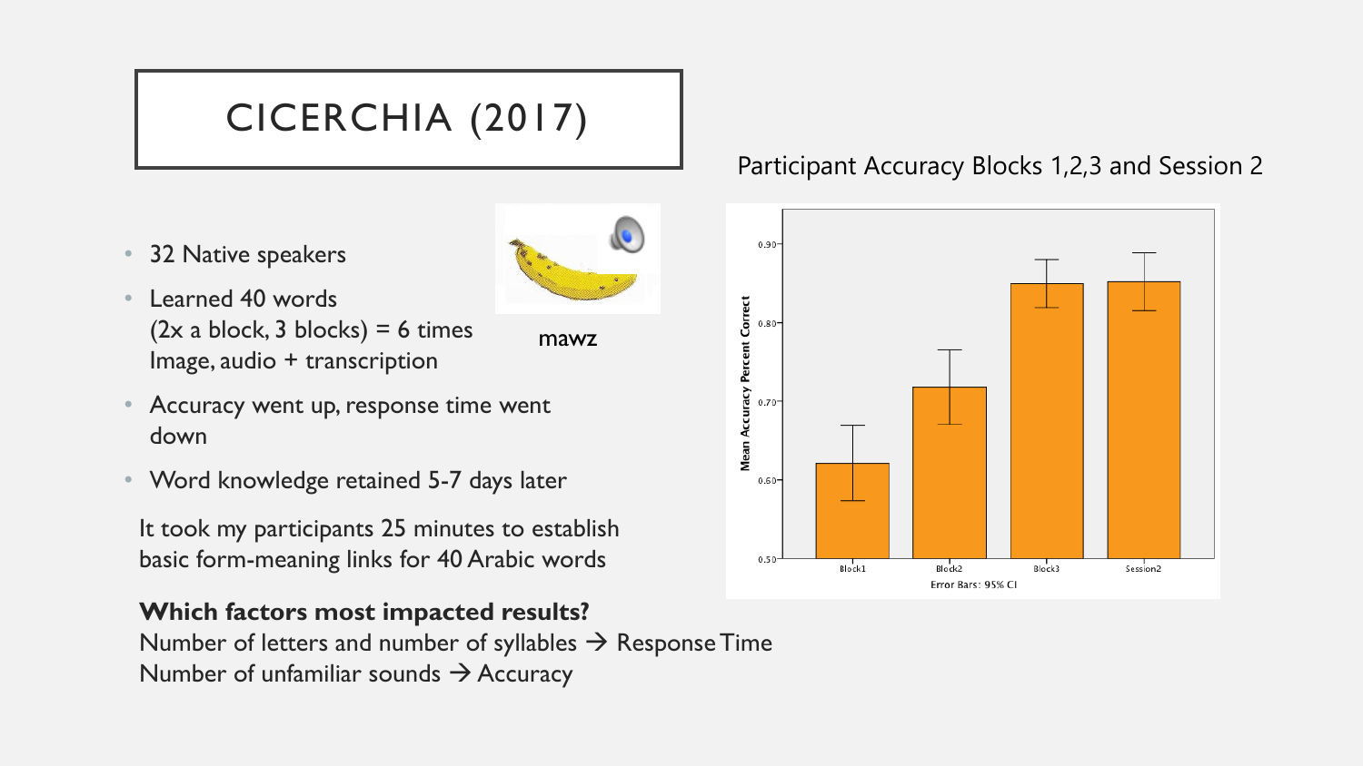# CICERCHIA (2017)

- 32 Native speakers
- Learned 40 words
  (2x a block, 3 blocks) = 6 times
  Image, audio + transcription
- Accuracy went up, response time went down
- Word knowledge retained 5-7 days later

mawz

It took my participants 25 minutes to establish basic form-meaning links for 40 Arabic words

**Which factors most impacted results?**

Number of letters and number of syllables → Response Time

Number of unfamiliar sounds → Accuracy

Participant Accuracy Blocks 1,2,3 and Session 2

Mean Accuracy Percent Correct

Block1 Block2 Block3 Session2

Error Bars: 95% CI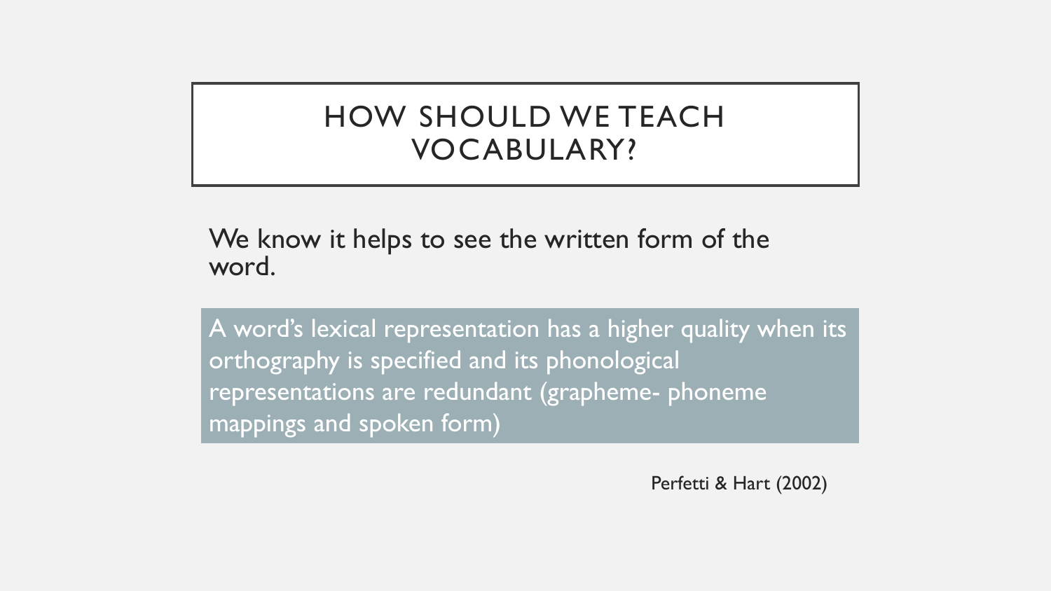# HOW SHOULD WE TEACH VOCABULARY?

We know it helps to see the written form of the word.

A word's lexical representation has a higher quality when its orthography is specified and its phonological representations are redundant (grapheme- phoneme mappings and spoken form)

Perfetti & Hart (2002)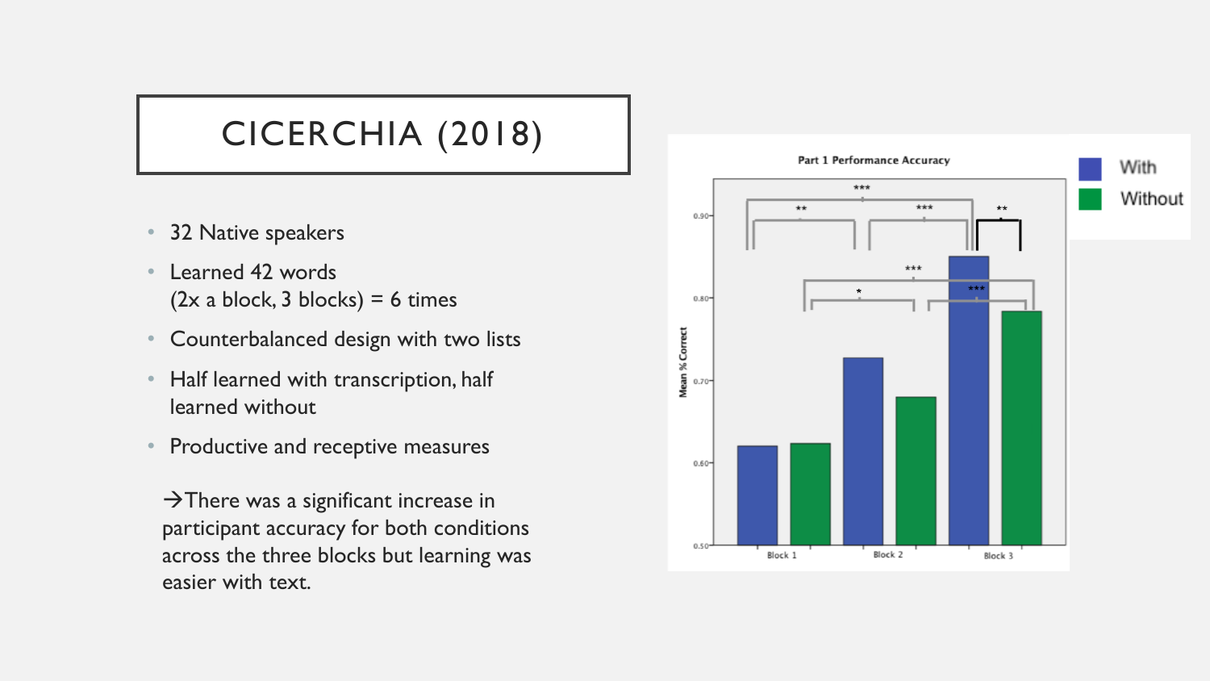# CICERCHIA (2018)

- 32 Native speakers
- Learned 42 words
  (2x a block, 3 blocks) = 6 times
- Counterbalanced design with two lists
- Half learned with transcription, half learned without
- Productive and receptive measures

→There was a significant increase in participant accuracy for both conditions across the three blocks but learning was easier with text.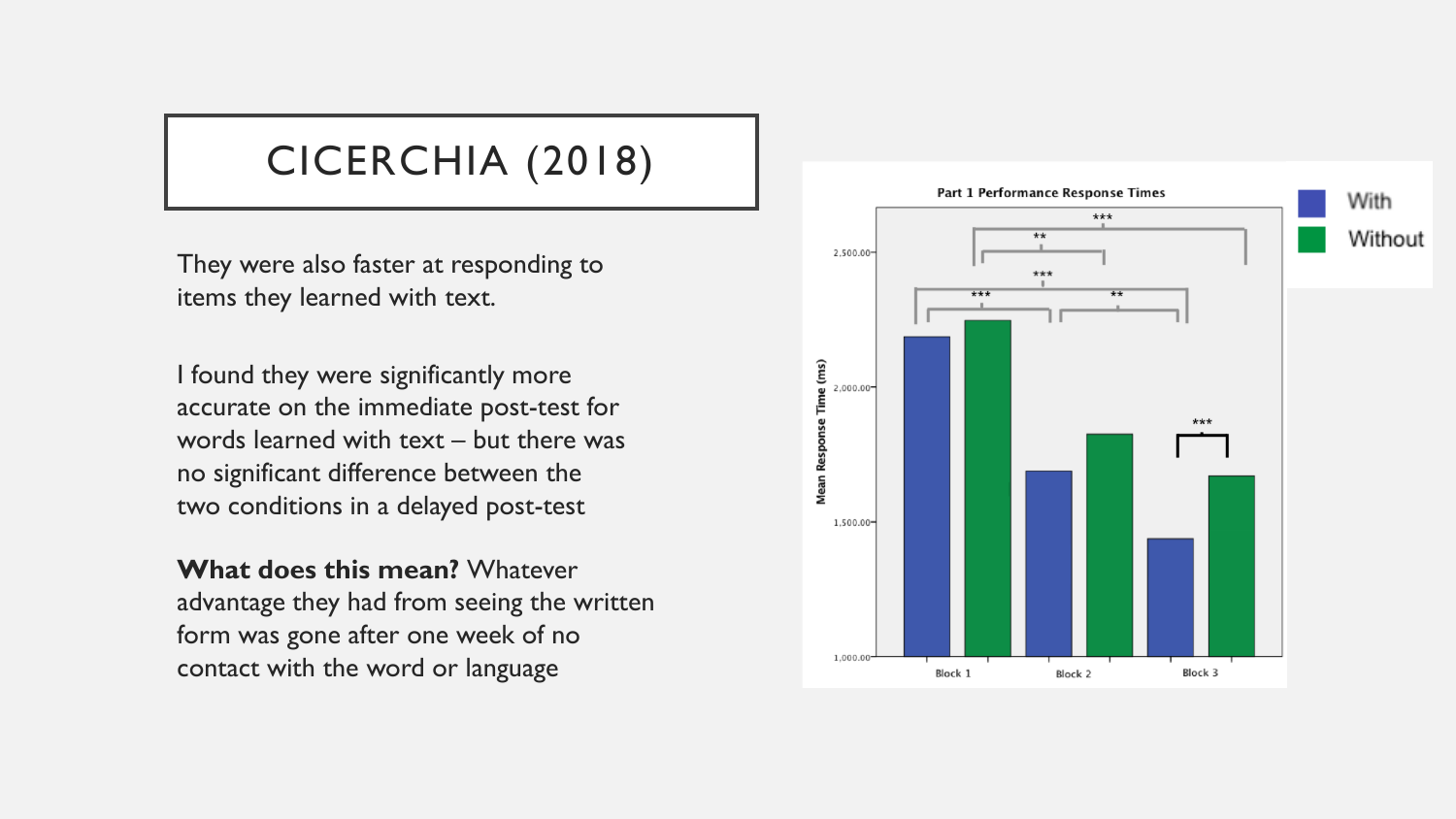# CICERCHIA (2018)

They were also faster at responding to items they learned with text.

I found they were significantly more accurate on the immediate post-test for words learned with text – but there was no significant difference between the two conditions in a delayed post-test

**What does this mean?** Whatever advantage they had from seeing the written form was gone after one week of no contact with the word or language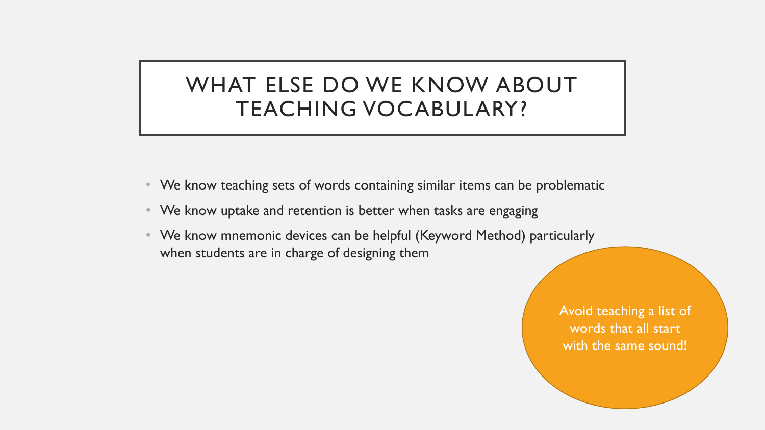# WHAT ELSE DO WE KNOW ABOUT TEACHING VOCABULARY?

- We know teaching sets of words containing similar items can be problematic
- We know uptake and retention is better when tasks are engaging
- We know mnemonic devices can be helpful (Keyword Method) particularly when students are in charge of designing them

Avoid teaching a list of words that all start with the same sound!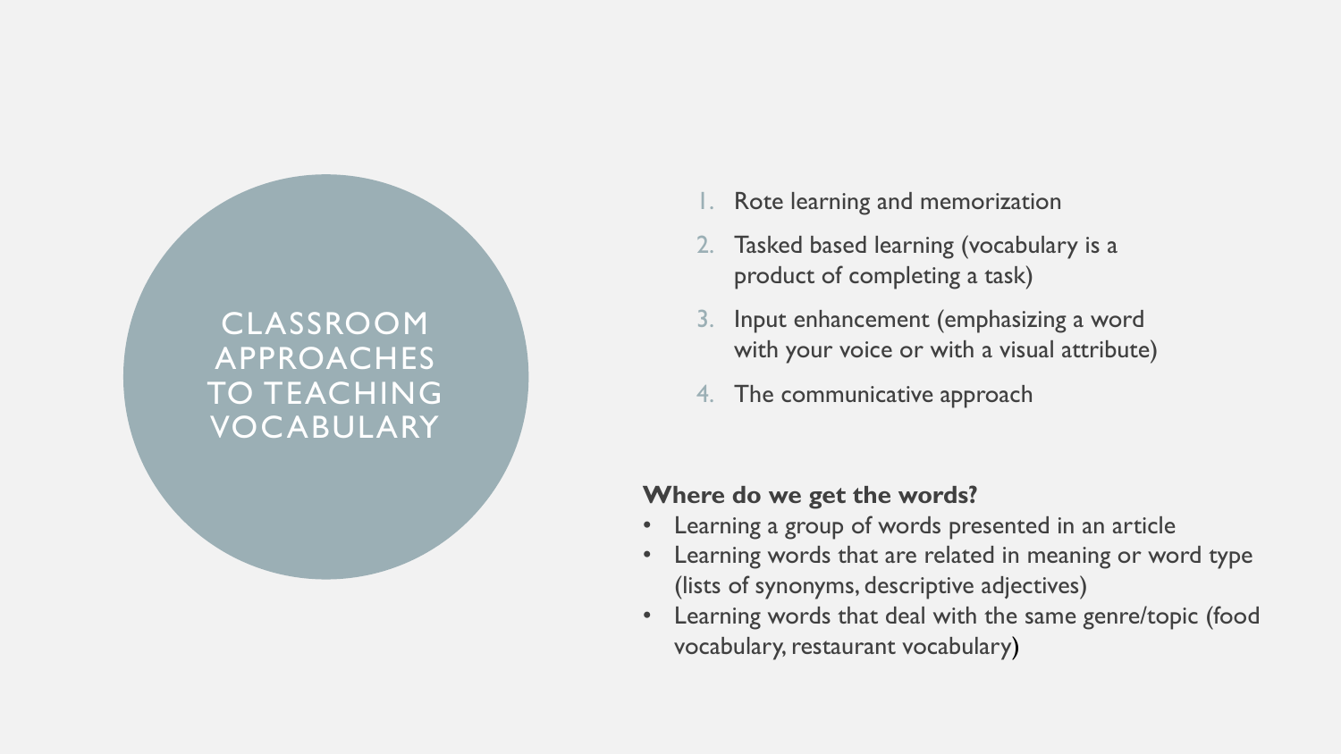# CLASSROOM APPROACHES TO TEACHING VOCABULARY

1. Rote learning and memorization
2. Tasked based learning (vocabulary is a product of completing a task)
3. Input enhancement (emphasizing a word with your voice or with a visual attribute)
4. The communicative approach

**Where do we get the words?**

- Learning a group of words presented in an article
- Learning words that are related in meaning or word type (lists of synonyms, descriptive adjectives)
- Learning words that deal with the same genre/topic (food vocabulary, restaurant vocabulary)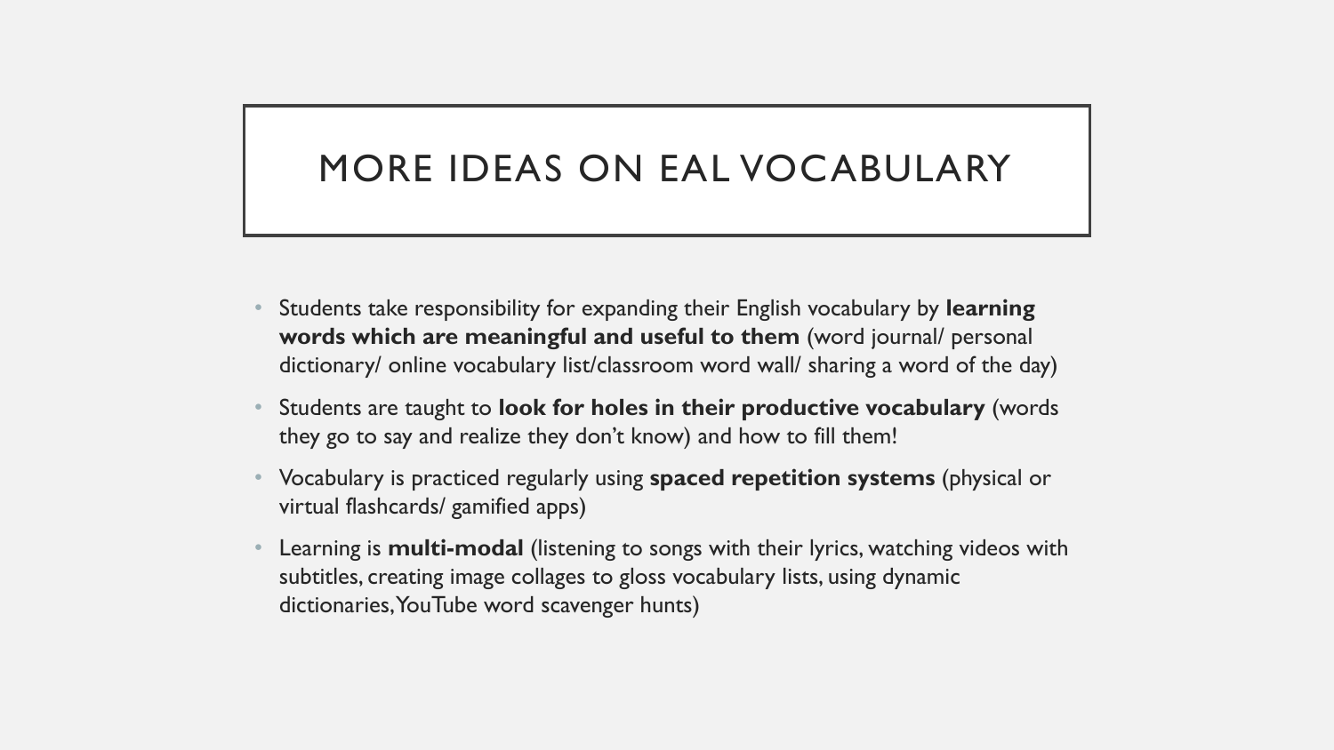# MORE IDEAS ON EAL VOCABULARY

- Students take responsibility for expanding their English vocabulary by **learning words which are meaningful and useful to them** (word journal/ personal dictionary/ online vocabulary list/classroom word wall/ sharing a word of the day)
- Students are taught to **look for holes in their productive vocabulary** (words they go to say and realize they don't know) and how to fill them!
- Vocabulary is practiced regularly using **spaced repetition systems** (physical or virtual flashcards/ gamified apps)
- Learning is **multi-modal** (listening to songs with their lyrics, watching videos with subtitles, creating image collages to gloss vocabulary lists, using dynamic dictionaries, YouTube word scavenger hunts)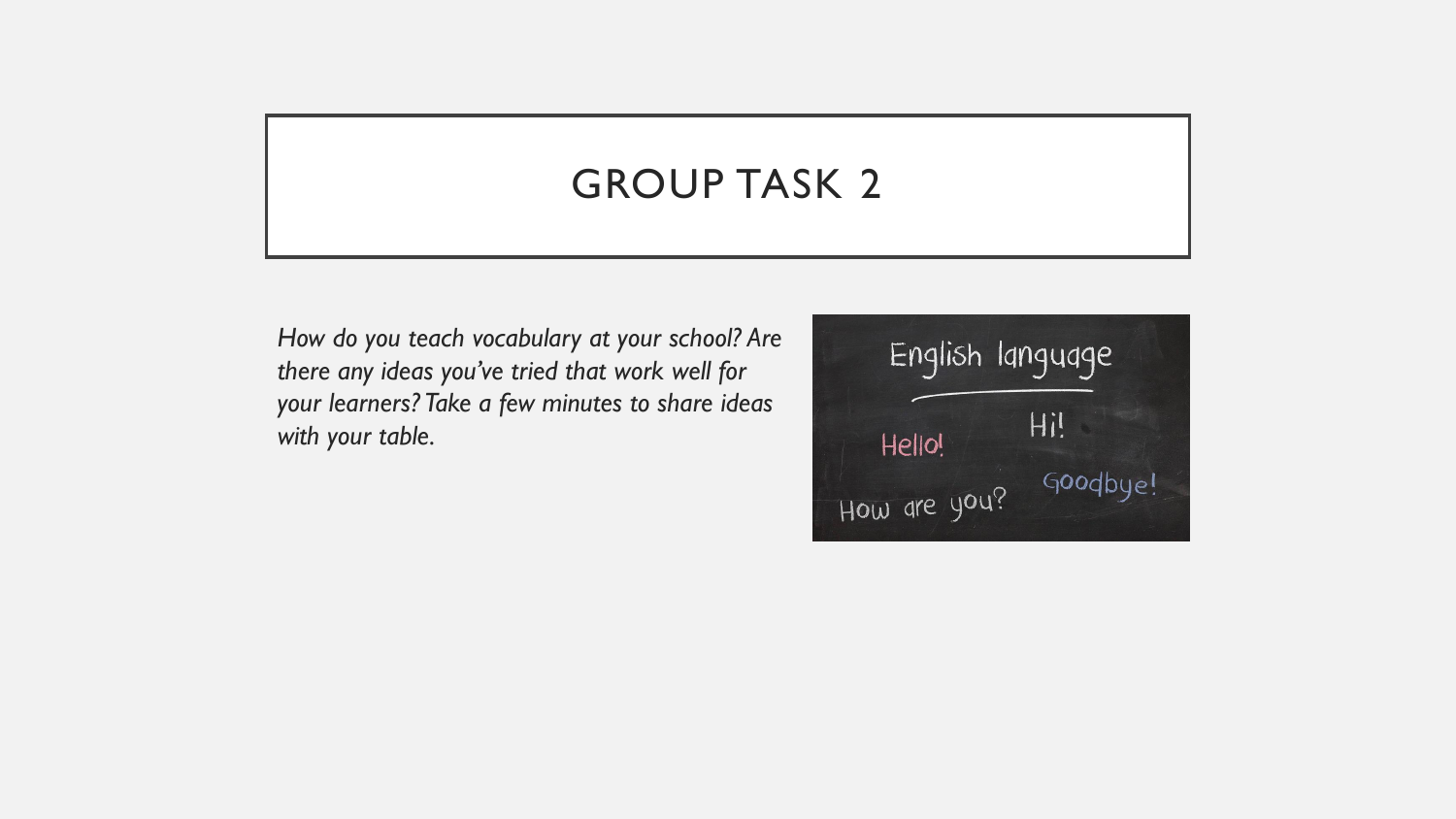# GROUP TASK 2

*How do you teach vocabulary at your school? Are there any ideas you've tried that work well for your learners? Take a few minutes to share ideas with your table.*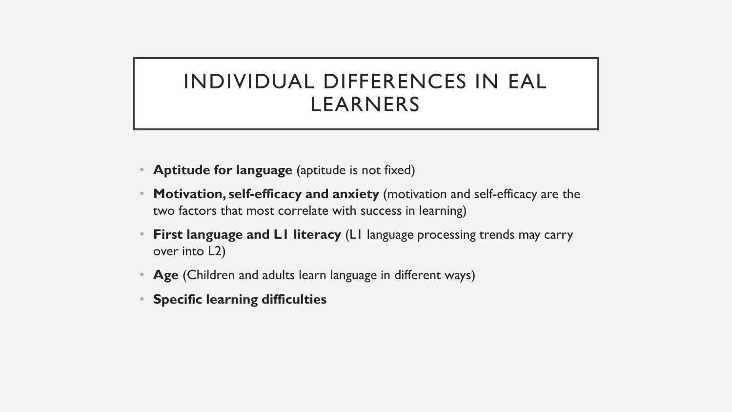# INDIVIDUAL DIFFERENCES IN EAL LEARNERS

- **Aptitude for language** (aptitude is not fixed)
- **Motivation, self-efficacy and anxiety** (motivation and self-efficacy are the two factors that most correlate with success in learning)
- **First language and L1 literacy** (L1 language processing trends may carry over into L2)
- **Age** (Children and adults learn language in different ways)
- **Specific learning difficulties**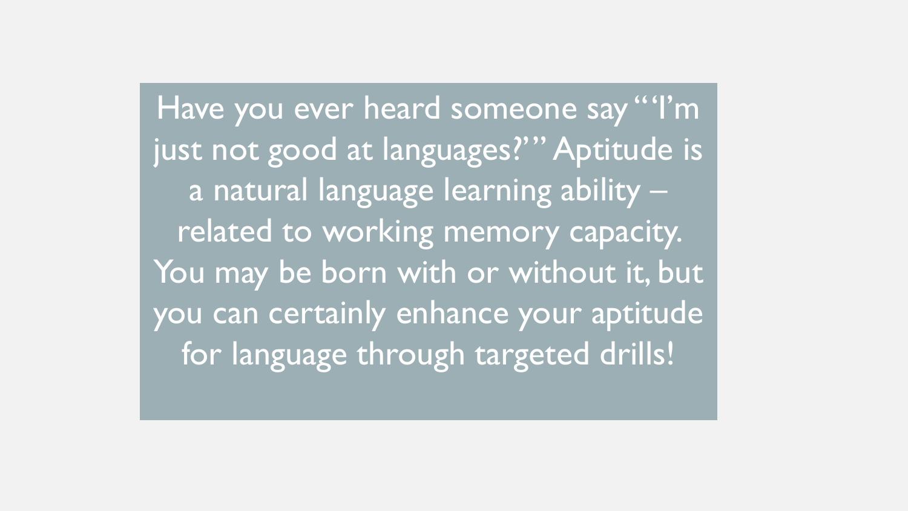Have you ever heard someone say "'I'm just not good at languages?'" Aptitude is a natural language learning ability – related to working memory capacity. You may be born with or without it, but you can certainly enhance your aptitude for language through targeted drills!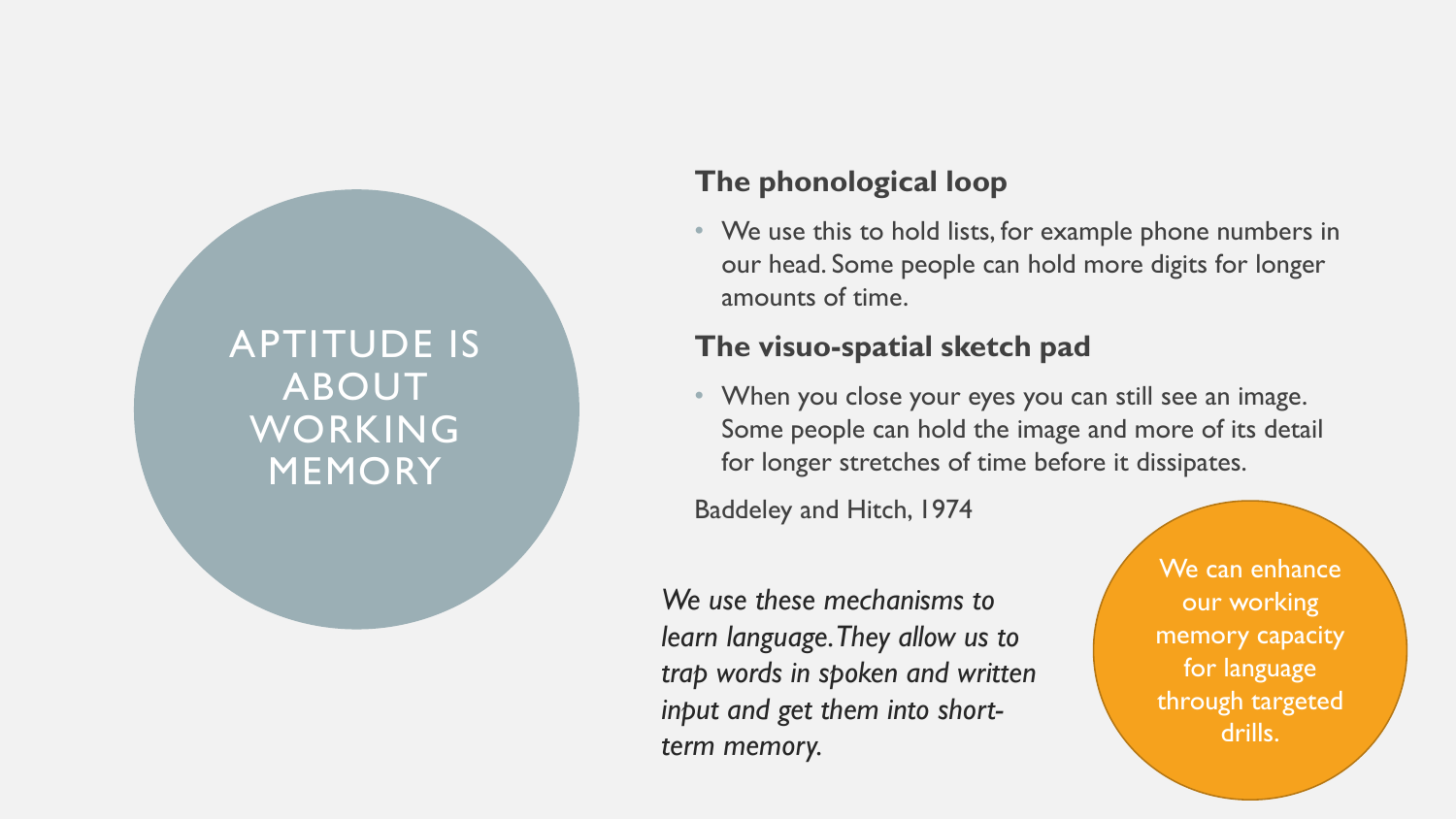# APTITUDE IS ABOUT WORKING MEMORY

### The phonological loop

- We use this to hold lists, for example phone numbers in our head. Some people can hold more digits for longer amounts of time.

### The visuo-spatial sketch pad

- When you close your eyes you can still see an image. Some people can hold the image and more of its detail for longer stretches of time before it dissipates.

Baddeley and Hitch, 1974

*We use these mechanisms to learn language. They allow us to trap words in spoken and written input and get them into short-term memory.*

We can enhance our working memory capacity for language through targeted drills.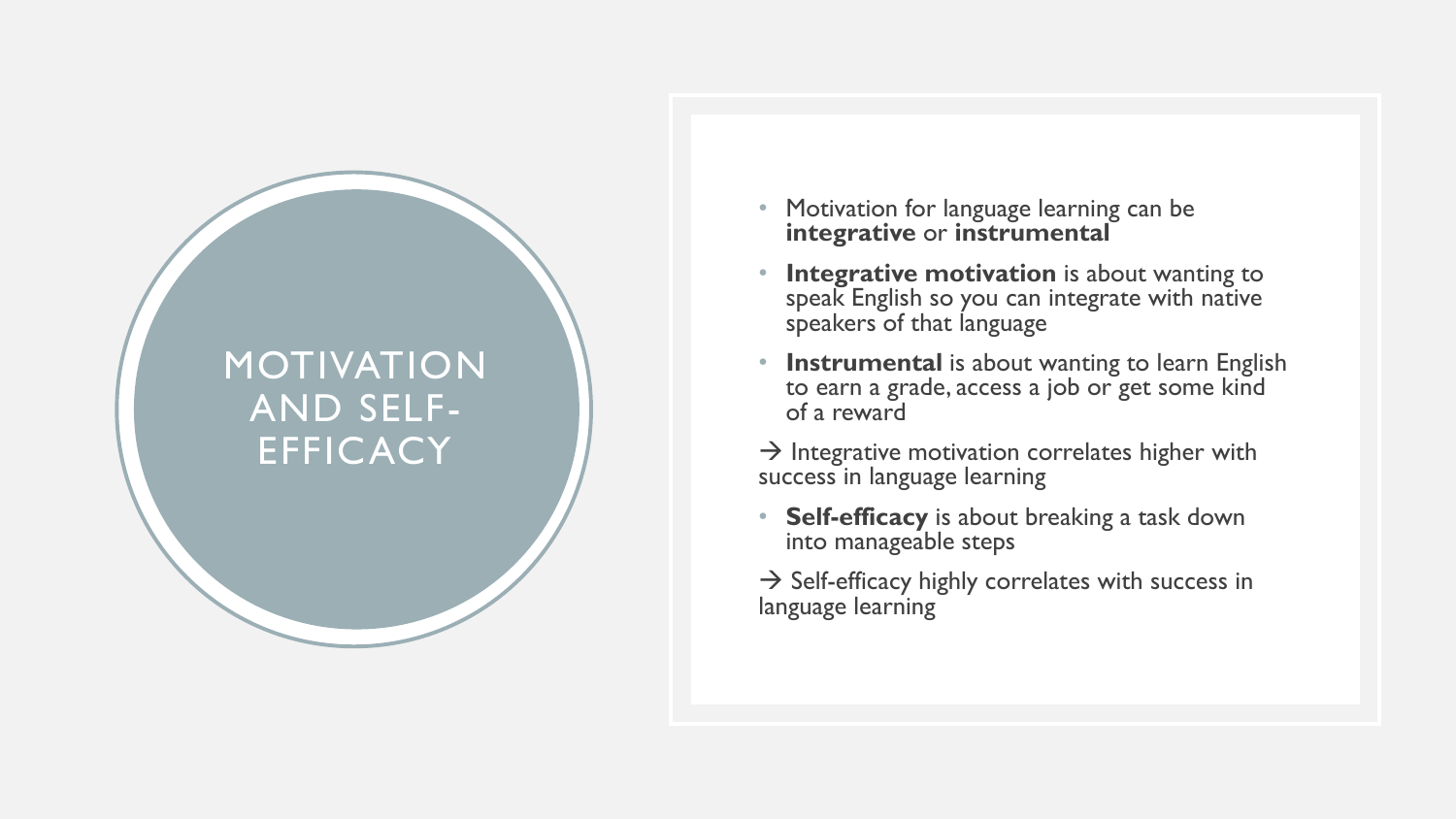# MOTIVATION AND SELF-EFFICACY

- Motivation for language learning can be **integrative** or **instrumental**
- **Integrative motivation** is about wanting to speak English so you can integrate with native speakers of that language
- **Instrumental** is about wanting to learn English to earn a grade, access a job or get some kind of a reward

→ Integrative motivation correlates higher with success in language learning

- **Self-efficacy** is about breaking a task down into manageable steps

→ Self-efficacy highly correlates with success in language learning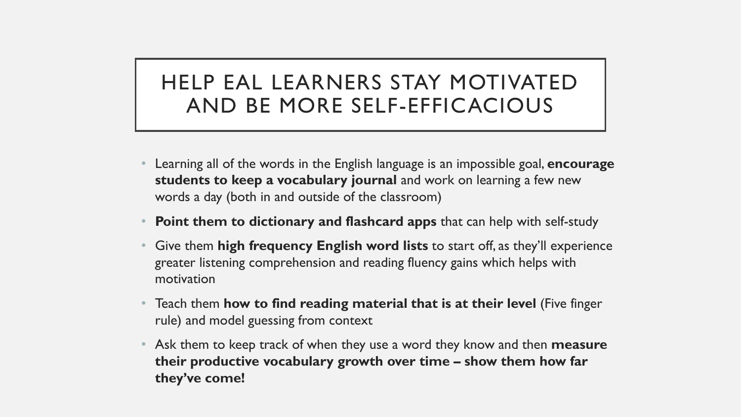# HELP EAL LEARNERS STAY MOTIVATED AND BE MORE SELF-EFFICACIOUS

- Learning all of the words in the English language is an impossible goal, **encourage students to keep a vocabulary journal** and work on learning a few new words a day (both in and outside of the classroom)
- **Point them to dictionary and flashcard apps** that can help with self-study
- Give them **high frequency English word lists** to start off, as they'll experience greater listening comprehension and reading fluency gains which helps with motivation
- Teach them **how to find reading material that is at their level** (Five finger rule) and model guessing from context
- Ask them to keep track of when they use a word they know and then **measure their productive vocabulary growth over time – show them how far they've come!**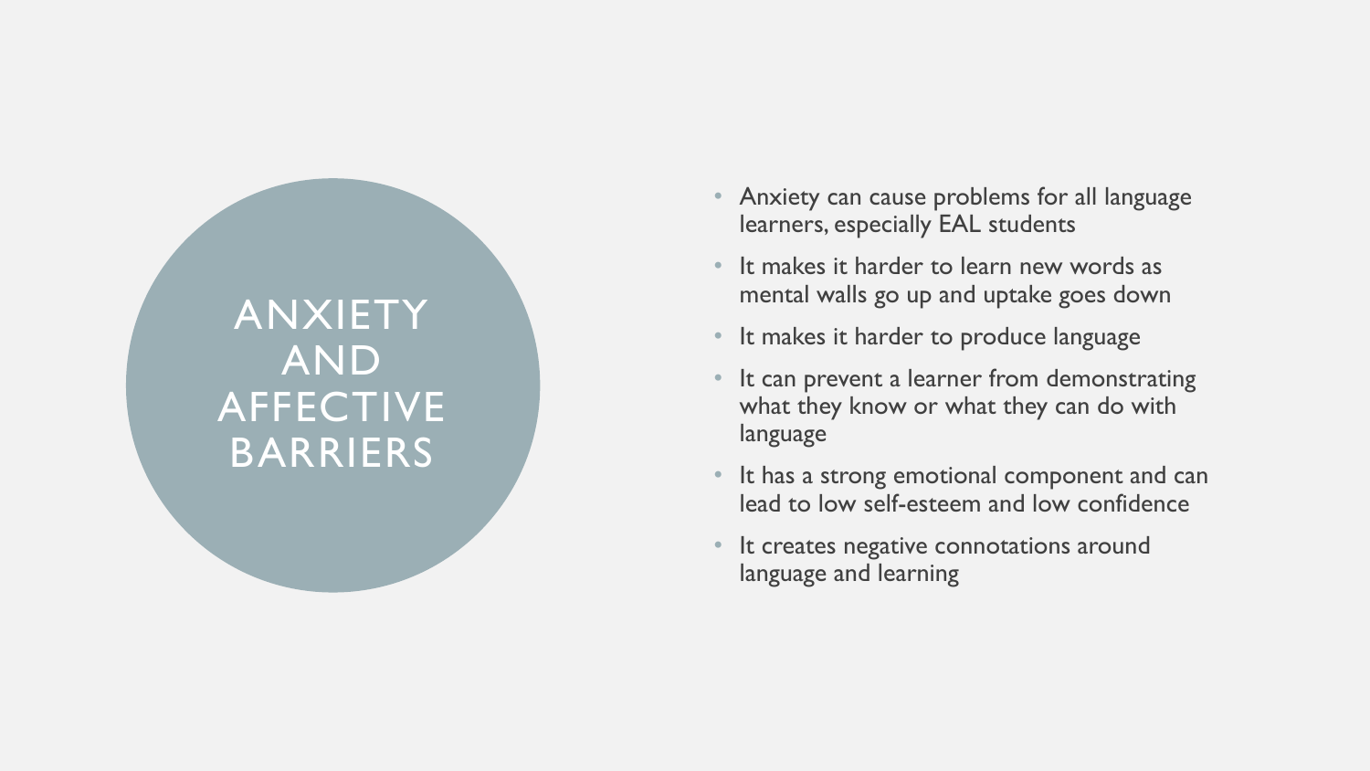# ANXIETY AND AFFECTIVE BARRIERS

- Anxiety can cause problems for all language learners, especially EAL students
- It makes it harder to learn new words as mental walls go up and uptake goes down
- It makes it harder to produce language
- It can prevent a learner from demonstrating what they know or what they can do with language
- It has a strong emotional component and can lead to low self-esteem and low confidence
- It creates negative connotations around language and learning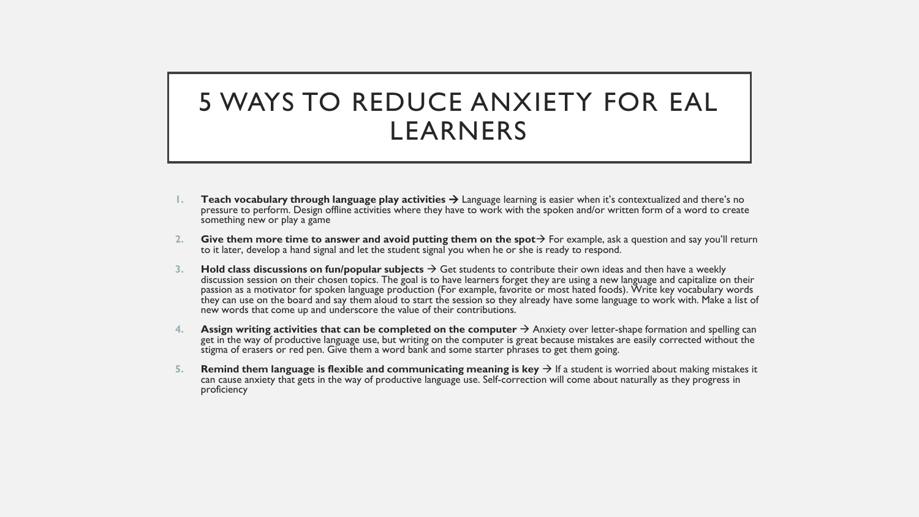# 5 WAYS TO REDUCE ANXIETY FOR EAL LEARNERS

1. **Teach vocabulary through language play activities →** Language learning is easier when it's contextualized and there's no pressure to perform. Design offline activities where they have to work with the spoken and/or written form of a word to create something new or play a game
2. **Give them more time to answer and avoid putting them on the spot→** For example, ask a question and say you'll return to it later, develop a hand signal and let the student signal you when he or she is ready to respond.
3. **Hold class discussions on fun/popular subjects →** Get students to contribute their own ideas and then have a weekly discussion session on their chosen topics. The goal is to have learners forget they are using a new language and capitalize on their passion as a motivator for spoken language production (For example, favorite or most hated foods). Write key vocabulary words they can use on the board and say them aloud to start the session so they already have some language to work with. Make a list of new words that come up and underscore the value of their contributions.
4. **Assign writing activities that can be completed on the computer →** Anxiety over letter-shape formation and spelling can get in the way of productive language use, but writing on the computer is great because mistakes are easily corrected without the stigma of erasers or red pen. Give them a word bank and some starter phrases to get them going.
5. **Remind them language is flexible and communicating meaning is key →** If a student is worried about making mistakes it can cause anxiety that gets in the way of productive language use. Self-correction will come about naturally as they progress in proficiency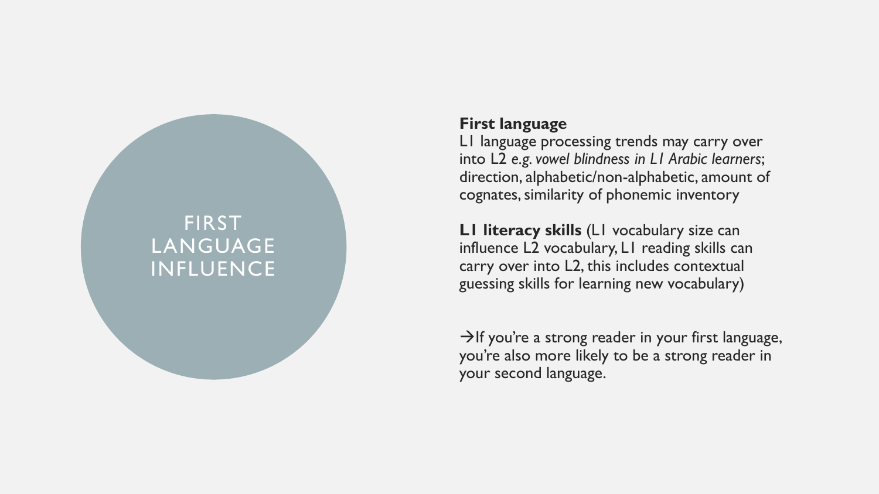# FIRST LANGUAGE INFLUENCE

**First language**
L1 language processing trends may carry over into L2 *e.g. vowel blindness in L1 Arabic learners*; direction, alphabetic/non-alphabetic, amount of cognates, similarity of phonemic inventory

**L1 literacy skills** (L1 vocabulary size can influence L2 vocabulary, L1 reading skills can carry over into L2, this includes contextual guessing skills for learning new vocabulary)

→If you're a strong reader in your first language, you're also more likely to be a strong reader in your second language.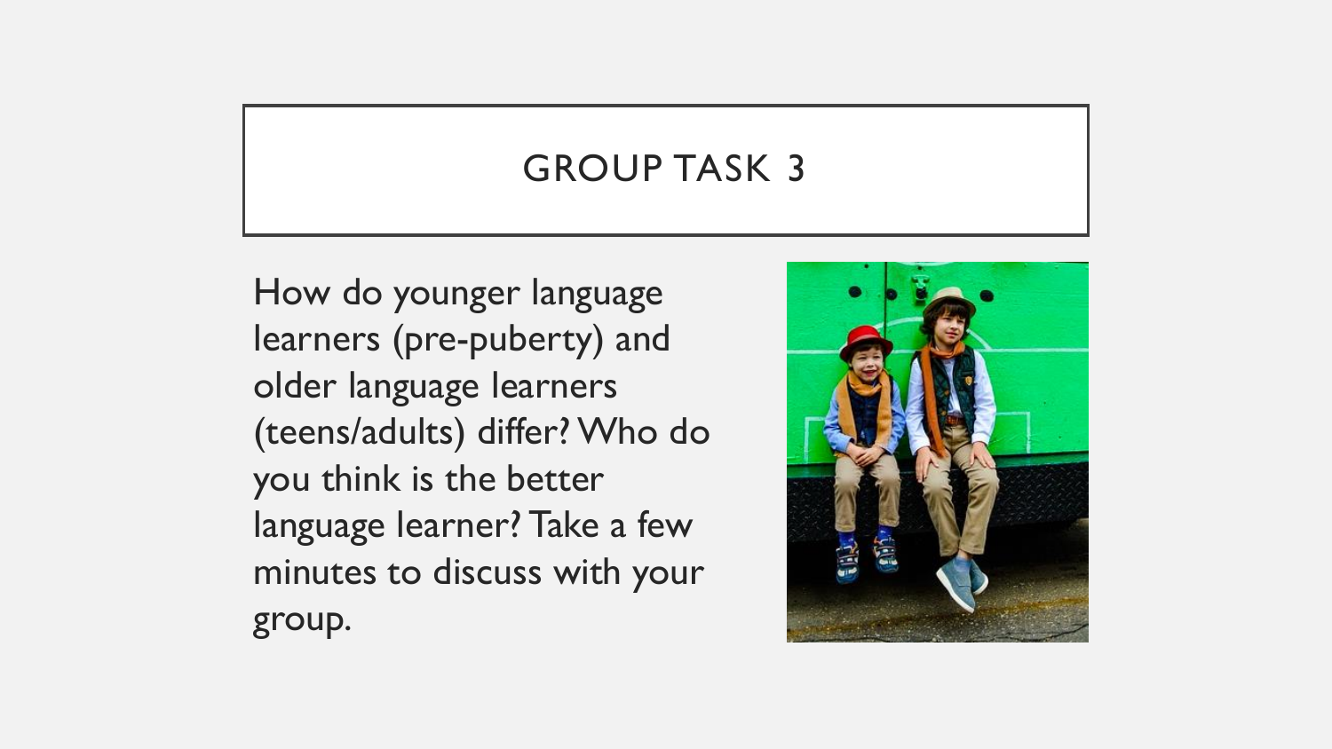# GROUP TASK 3

How do younger language learners (pre-puberty) and older language learners (teens/adults) differ? Who do you think is the better language learner? Take a few minutes to discuss with your group.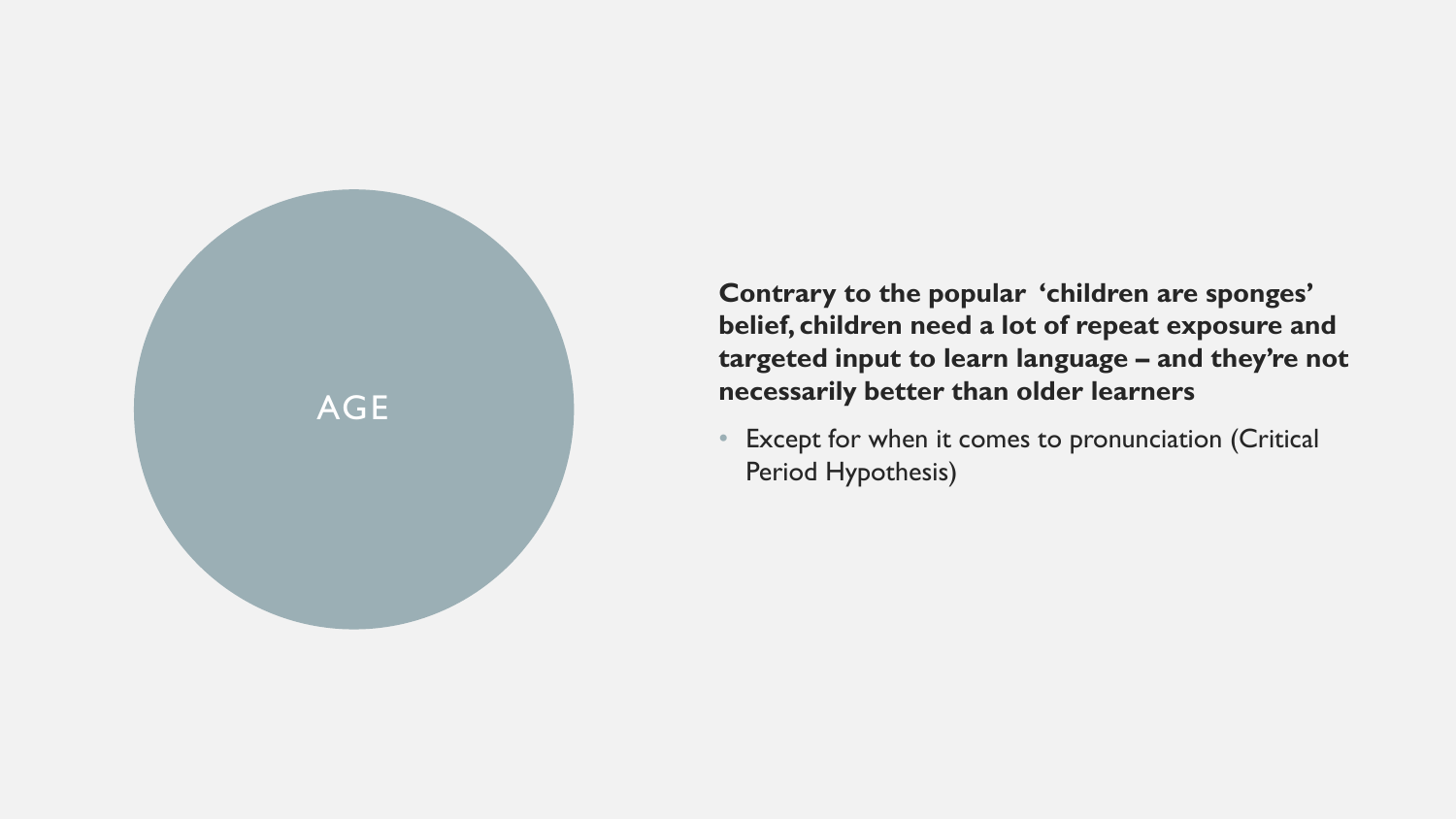# AGE

**Contrary to the popular 'children are sponges' belief, children need a lot of repeat exposure and targeted input to learn language – and they're not necessarily better than older learners**

- Except for when it comes to pronunciation (Critical Period Hypothesis)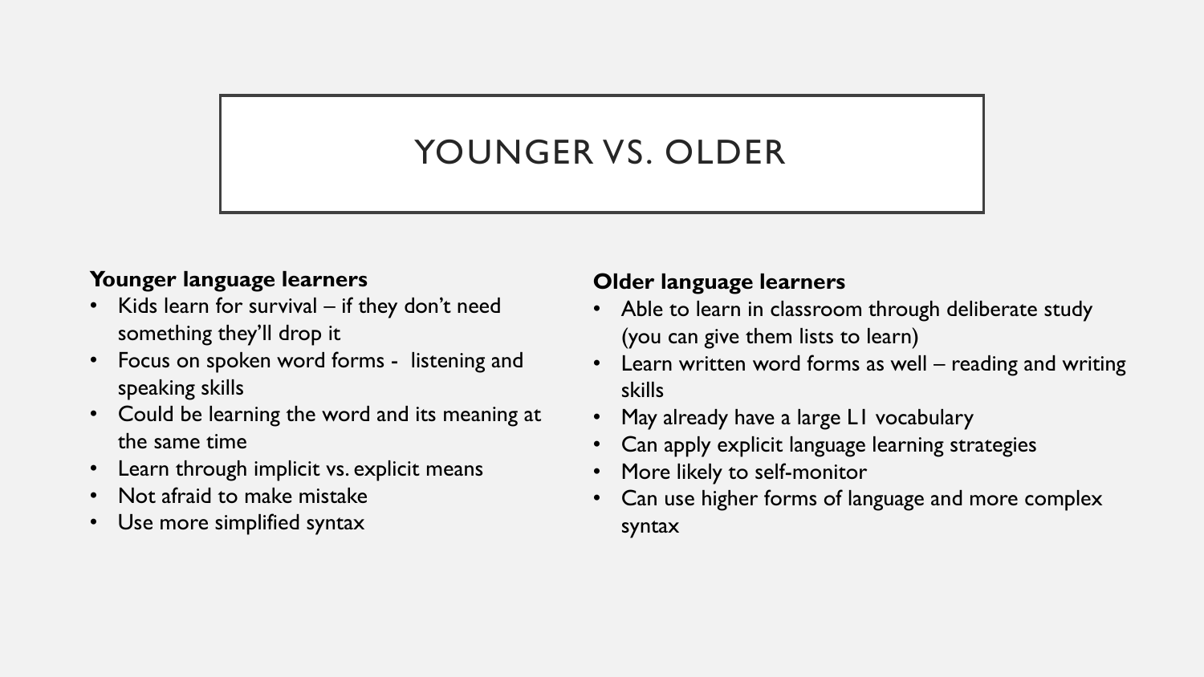# YOUNGER VS. OLDER

**Younger language learners**

- Kids learn for survival – if they don't need something they'll drop it
- Focus on spoken word forms - listening and speaking skills
- Could be learning the word and its meaning at the same time
- Learn through implicit vs. explicit means
- Not afraid to make mistake
- Use more simplified syntax

**Older language learners**

- Able to learn in classroom through deliberate study (you can give them lists to learn)
- Learn written word forms as well – reading and writing skills
- May already have a large L1 vocabulary
- Can apply explicit language learning strategies
- More likely to self-monitor
- Can use higher forms of language and more complex syntax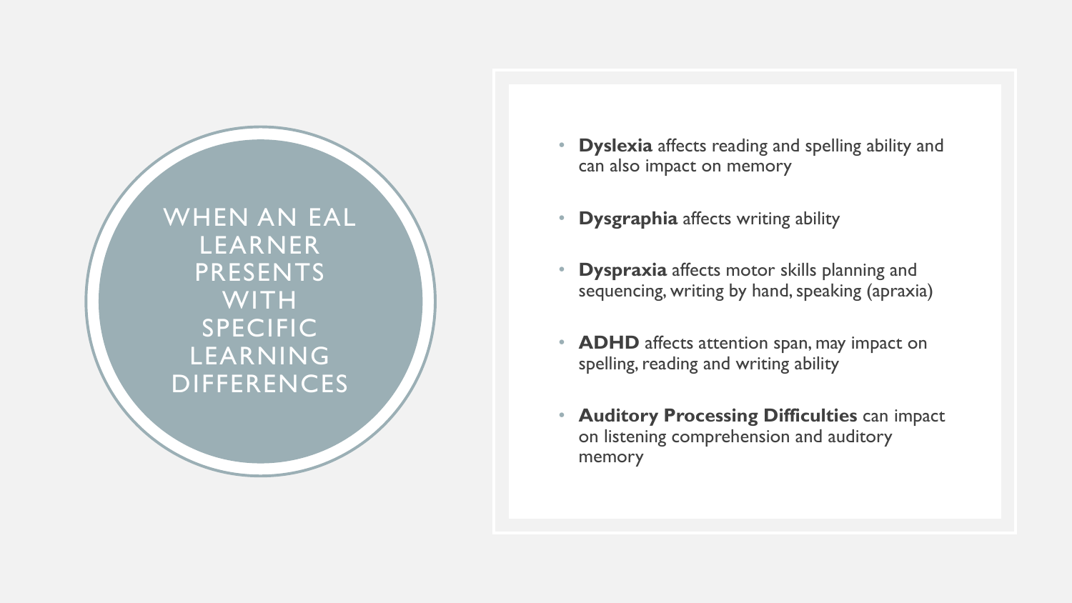# WHEN AN EAL LEARNER PRESENTS WITH SPECIFIC LEARNING DIFFERENCES

- **Dyslexia** affects reading and spelling ability and can also impact on memory
- **Dysgraphia** affects writing ability
- **Dyspraxia** affects motor skills planning and sequencing, writing by hand, speaking (apraxia)
- **ADHD** affects attention span, may impact on spelling, reading and writing ability
- **Auditory Processing Difficulties** can impact on listening comprehension and auditory memory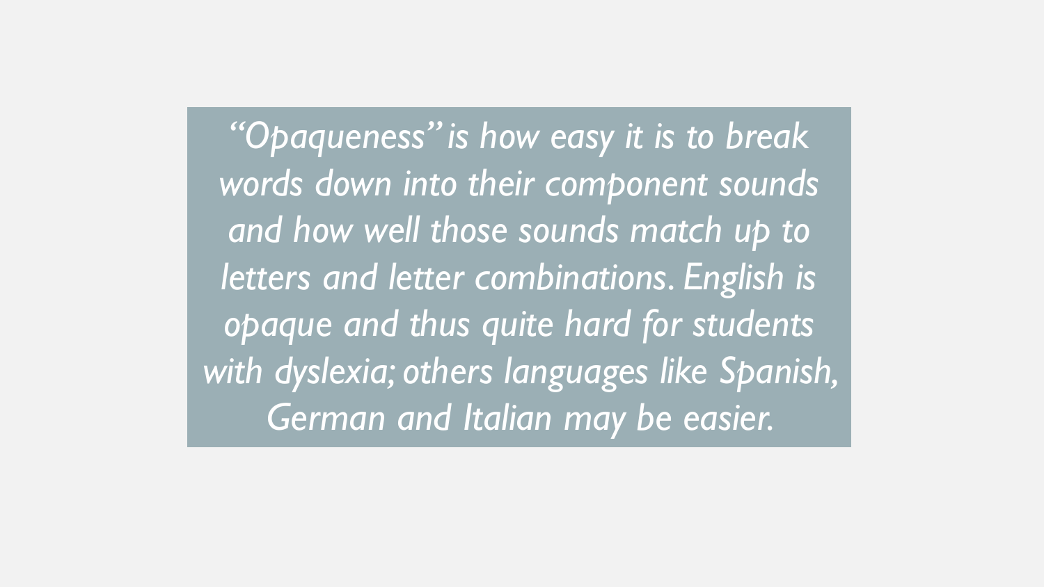*“Opaqueness” is how easy it is to break words down into their component sounds and how well those sounds match up to letters and letter combinations. English is opaque and thus quite hard for students with dyslexia; others languages like Spanish, German and Italian may be easier.*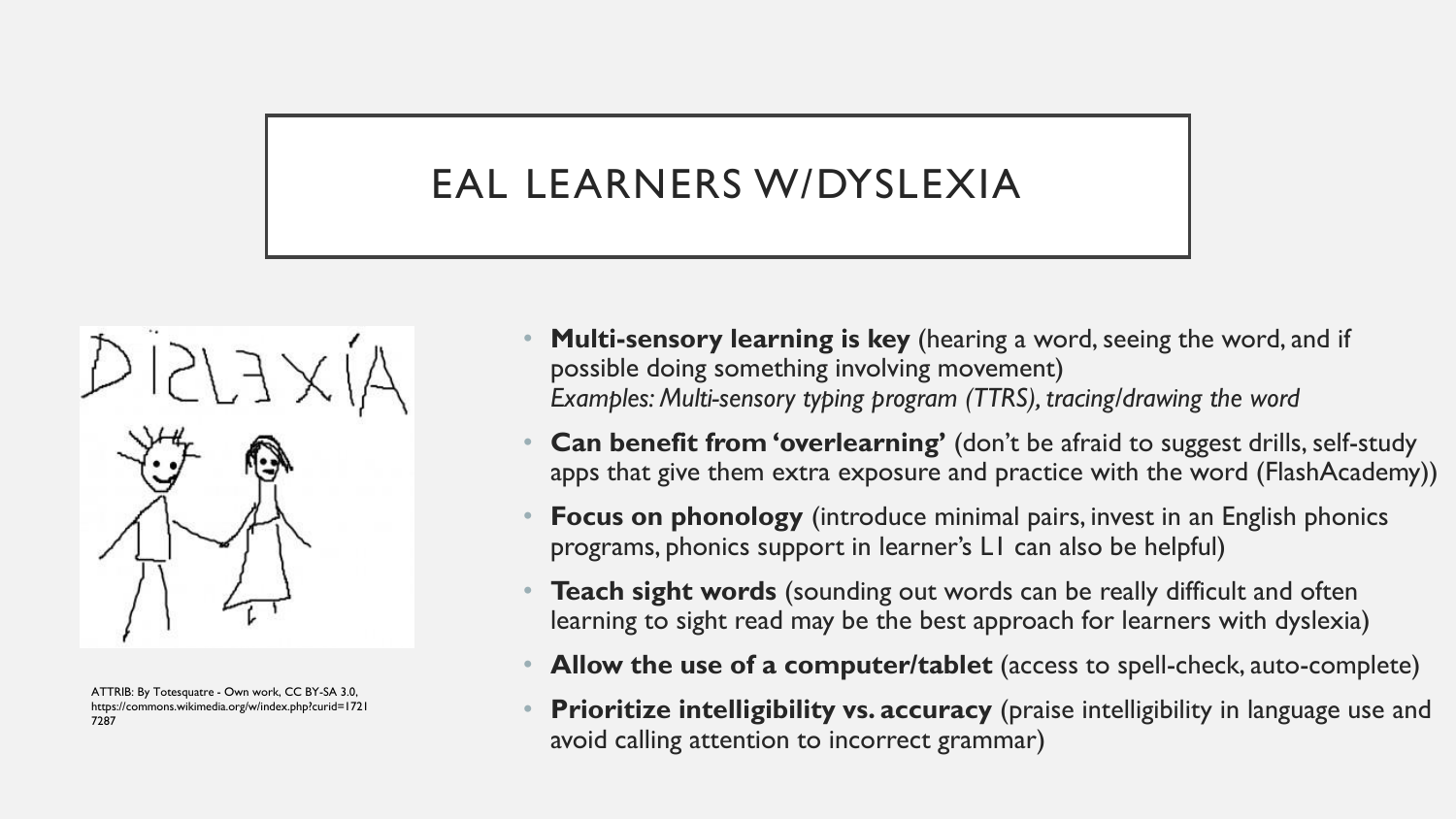# EAL LEARNERS W/DYSLEXIA

ATTRIB: By Totesquatre - Own work, CC BY-SA 3.0, https://commons.wikimedia.org/w/index.php?curid=17217287

- **Multi-sensory learning is key** (hearing a word, seeing the word, and if possible doing something involving movement)
  *Examples: Multi-sensory typing program (TTRS), tracing/drawing the word*
- **Can benefit from 'overlearning'** (don't be afraid to suggest drills, self-study apps that give them extra exposure and practice with the word (FlashAcademy))
- **Focus on phonology** (introduce minimal pairs, invest in an English phonics programs, phonics support in learner's L1 can also be helpful)
- **Teach sight words** (sounding out words can be really difficult and often learning to sight read may be the best approach for learners with dyslexia)
- **Allow the use of a computer/tablet** (access to spell-check, auto-complete)
- **Prioritize intelligibility vs. accuracy** (praise intelligibility in language use and avoid calling attention to incorrect grammar)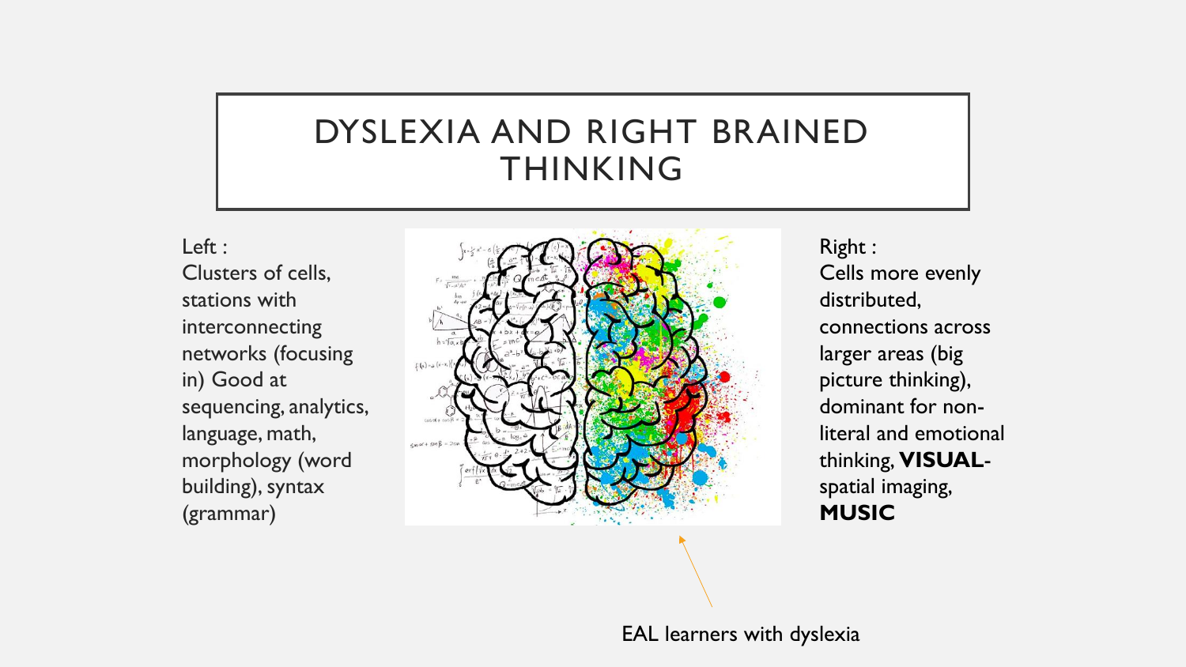# DYSLEXIA AND RIGHT BRAINED THINKING

Left :
Clusters of cells, stations with interconnecting networks (focusing in) Good at sequencing, analytics, language, math, morphology (word building), syntax (grammar)

Right :
Cells more evenly distributed, connections across larger areas (big picture thinking), dominant for non-literal and emotional thinking, **VISUAL**-spatial imaging, **MUSIC**

EAL learners with dyslexia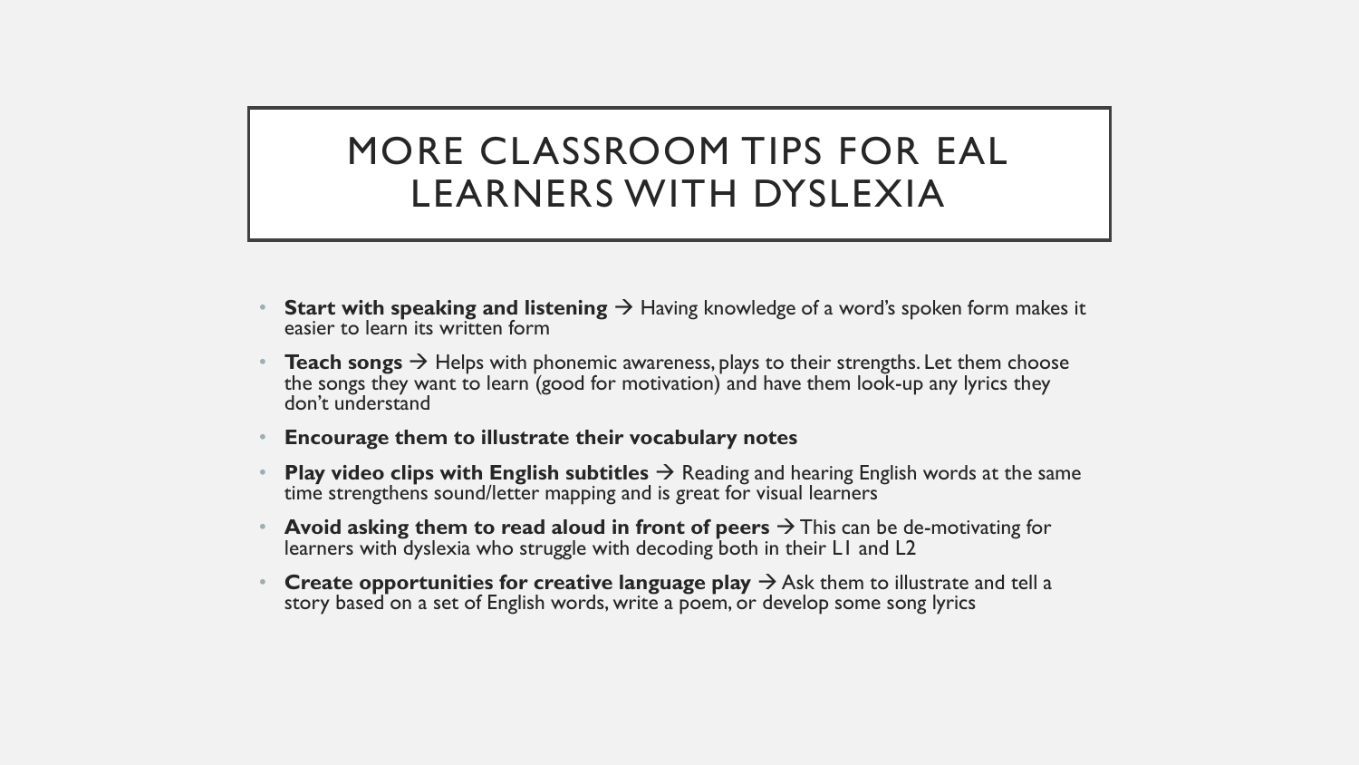# MORE CLASSROOM TIPS FOR EAL LEARNERS WITH DYSLEXIA

- **Start with speaking and listening** → Having knowledge of a word's spoken form makes it easier to learn its written form
- **Teach songs** → Helps with phonemic awareness, plays to their strengths. Let them choose the songs they want to learn (good for motivation) and have them look-up any lyrics they don't understand
- **Encourage them to illustrate their vocabulary notes**
- **Play video clips with English subtitles** → Reading and hearing English words at the same time strengthens sound/letter mapping and is great for visual learners
- **Avoid asking them to read aloud in front of peers** → This can be de-motivating for learners with dyslexia who struggle with decoding both in their L1 and L2
- **Create opportunities for creative language play** → Ask them to illustrate and tell a story based on a set of English words, write a poem, or develop some song lyrics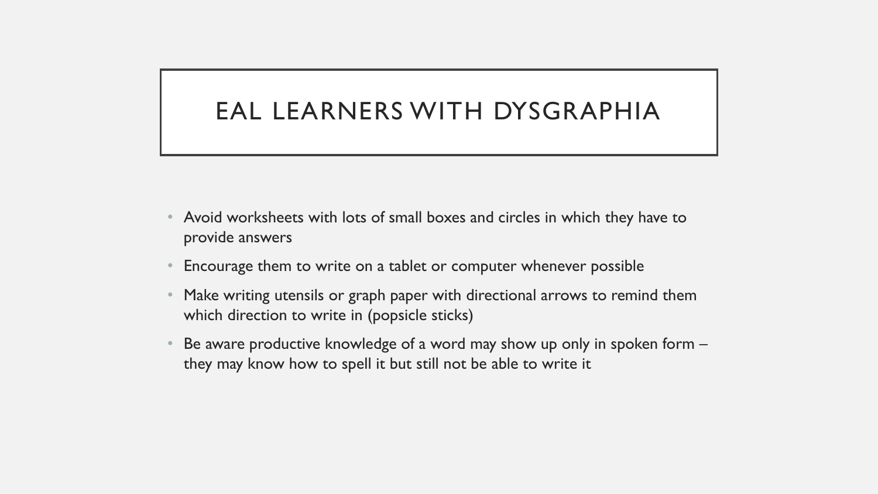# EAL LEARNERS WITH DYSGRAPHIA

- Avoid worksheets with lots of small boxes and circles in which they have to provide answers
- Encourage them to write on a tablet or computer whenever possible
- Make writing utensils or graph paper with directional arrows to remind them which direction to write in (popsicle sticks)
- Be aware productive knowledge of a word may show up only in spoken form – they may know how to spell it but still not be able to write it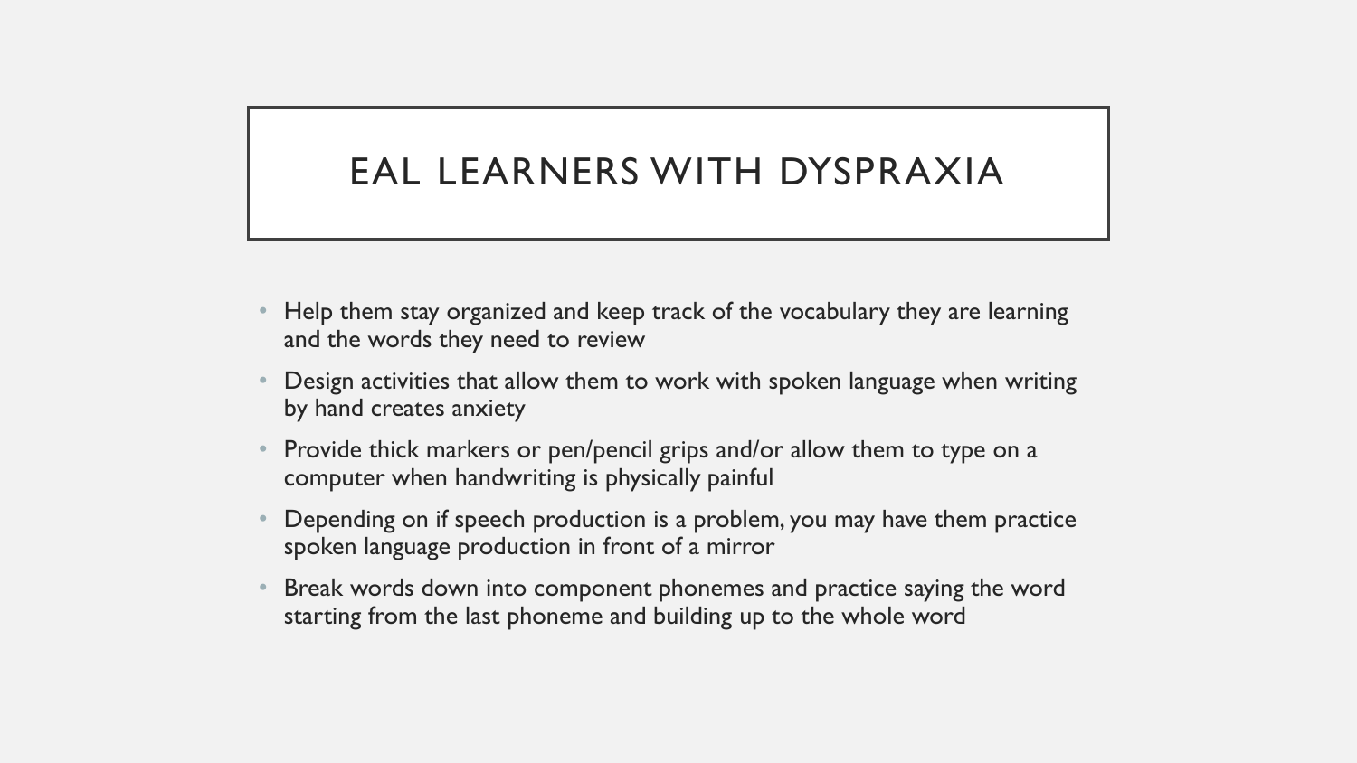# EAL LEARNERS WITH DYSPRAXIA

- Help them stay organized and keep track of the vocabulary they are learning and the words they need to review
- Design activities that allow them to work with spoken language when writing by hand creates anxiety
- Provide thick markers or pen/pencil grips and/or allow them to type on a computer when handwriting is physically painful
- Depending on if speech production is a problem, you may have them practice spoken language production in front of a mirror
- Break words down into component phonemes and practice saying the word starting from the last phoneme and building up to the whole word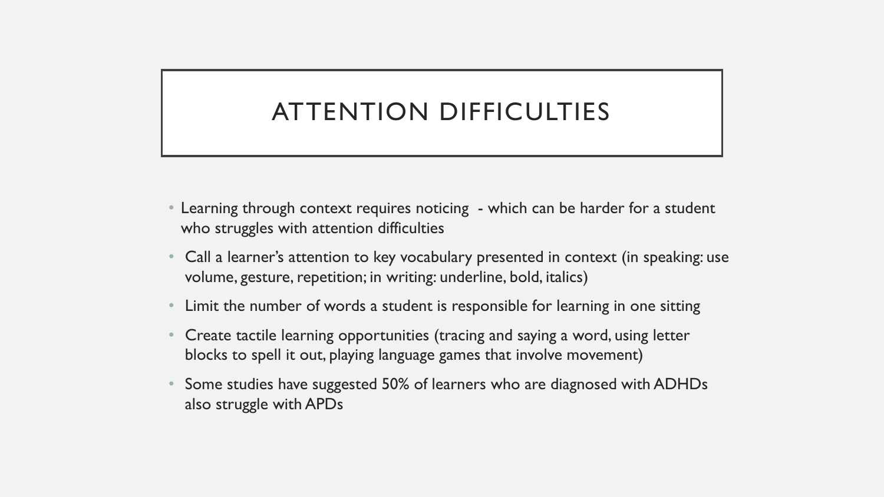# ATTENTION DIFFICULTIES

- Learning through context requires noticing - which can be harder for a student who struggles with attention difficulties
- Call a learner's attention to key vocabulary presented in context (in speaking: use volume, gesture, repetition; in writing: underline, bold, italics)
- Limit the number of words a student is responsible for learning in one sitting
- Create tactile learning opportunities (tracing and saying a word, using letter blocks to spell it out, playing language games that involve movement)
- Some studies have suggested 50% of learners who are diagnosed with ADHDs also struggle with APDs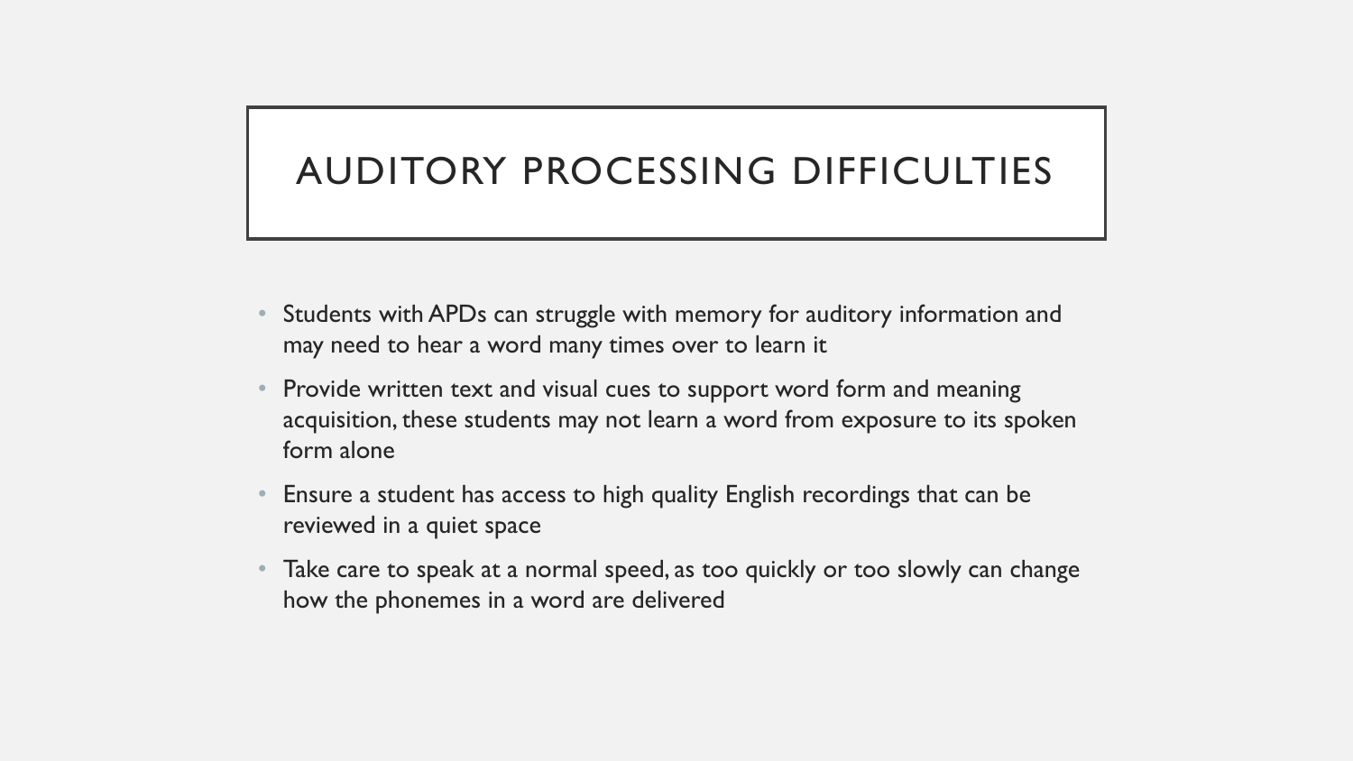# AUDITORY PROCESSING DIFFICULTIES

- Students with APDs can struggle with memory for auditory information and may need to hear a word many times over to learn it
- Provide written text and visual cues to support word form and meaning acquisition, these students may not learn a word from exposure to its spoken form alone
- Ensure a student has access to high quality English recordings that can be reviewed in a quiet space
- Take care to speak at a normal speed, as too quickly or too slowly can change how the phonemes in a word are delivered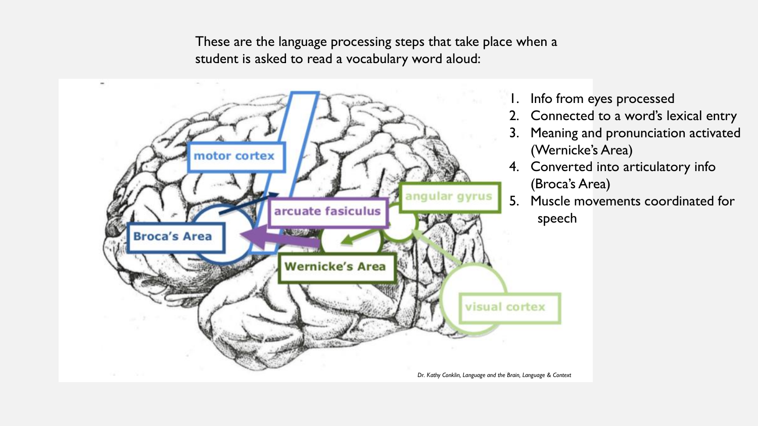These are the language processing steps that take place when a student is asked to read a vocabulary word aloud:

1. Info from eyes processed
2. Connected to a word's lexical entry
3. Meaning and pronunciation activated (Wernicke's Area)
4. Converted into articulatory info (Broca's Area)
5. Muscle movements coordinated for speech

motor cortex

arcuate fasiculus

angular gyrus

Broca's Area

Wernicke's Area

visual cortex

*Dr. Kathy Conklin, Language and the Brain, Language & Context*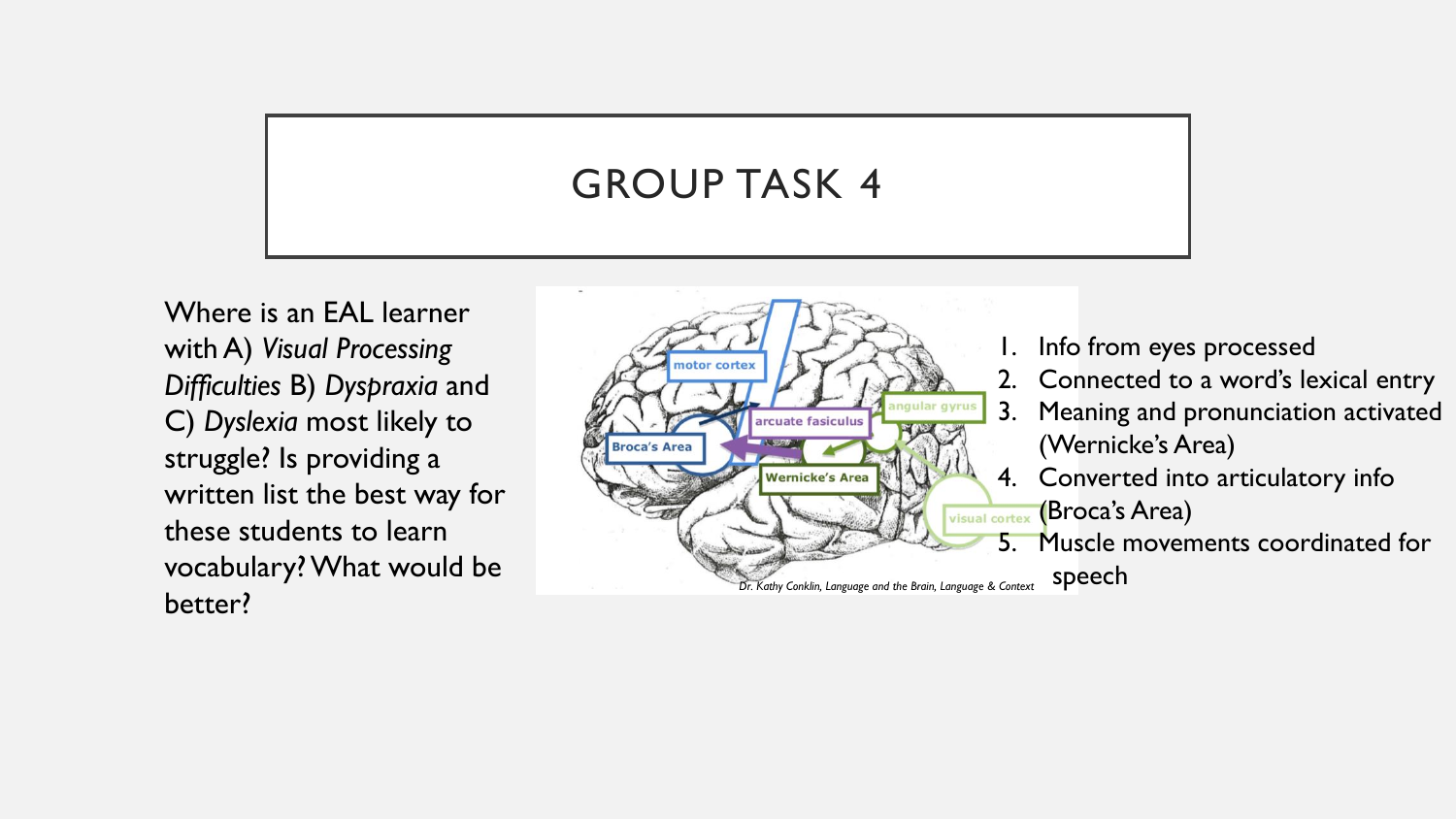# GROUP TASK 4

Where is an EAL learner with A) *Visual Processing Difficulties* B) *Dyspraxia* and C) *Dyslexia* most likely to struggle? Is providing a written list the best way for these students to learn vocabulary? What would be better?

motor cortex

Broca's Area

arcuate fasiculus

angular gyrus

Wernicke's Area

visual cortex

*Dr. Kathy Conklin, Language and the Brain, Language & Context*

1. Info from eyes processed
2. Connected to a word's lexical entry
3. Meaning and pronunciation activated (Wernicke's Area)
4. Converted into articulatory info (Broca's Area)
5. Muscle movements coordinated for speech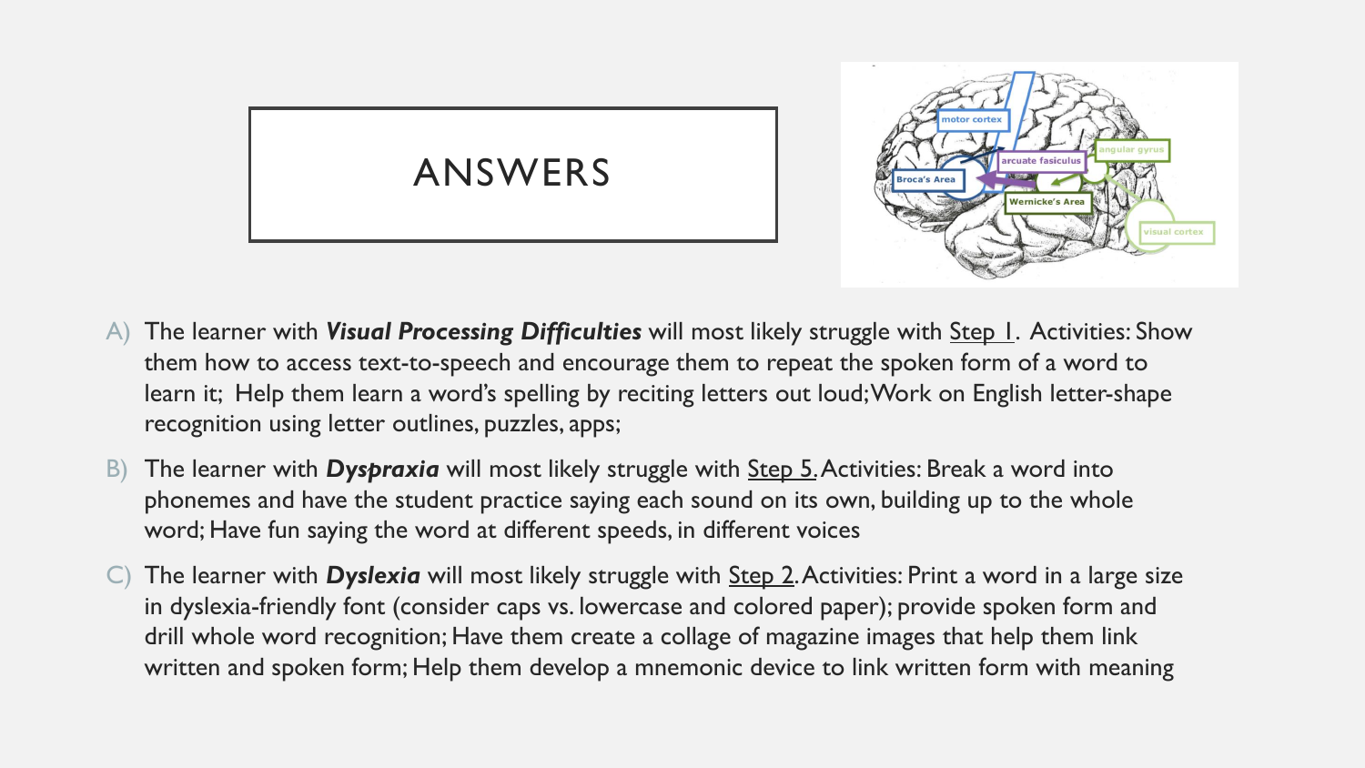# ANSWERS

A) The learner with ***Visual Processing Difficulties*** will most likely struggle with Step 1. Activities: Show them how to access text-to-speech and encourage them to repeat the spoken form of a word to learn it; Help them learn a word's spelling by reciting letters out loud; Work on English letter-shape recognition using letter outlines, puzzles, apps;

B) The learner with ***Dyspraxia*** will most likely struggle with Step 5. Activities: Break a word into phonemes and have the student practice saying each sound on its own, building up to the whole word; Have fun saying the word at different speeds, in different voices

C) The learner with ***Dyslexia*** will most likely struggle with Step 2. Activities: Print a word in a large size in dyslexia-friendly font (consider caps vs. lowercase and colored paper); provide spoken form and drill whole word recognition; Have them create a collage of magazine images that help them link written and spoken form; Help them develop a mnemonic device to link written form with meaning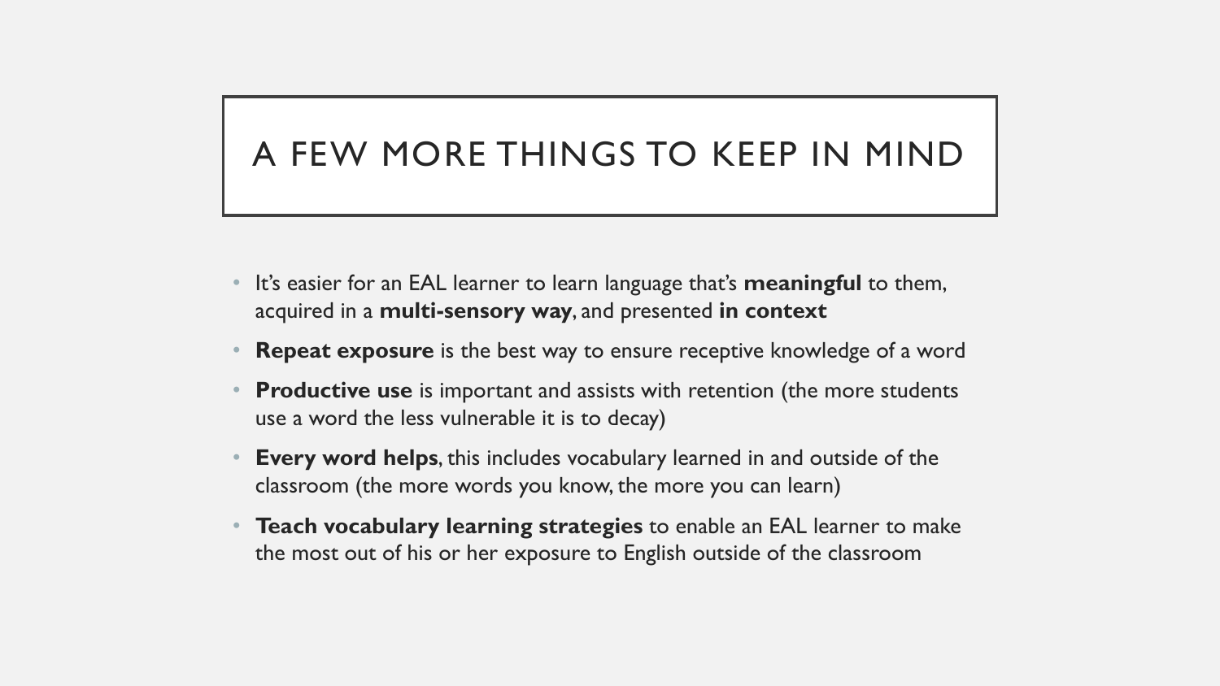# A FEW MORE THINGS TO KEEP IN MIND

- It's easier for an EAL learner to learn language that's **meaningful** to them, acquired in a **multi-sensory way**, and presented **in context**
- **Repeat exposure** is the best way to ensure receptive knowledge of a word
- **Productive use** is important and assists with retention (the more students use a word the less vulnerable it is to decay)
- **Every word helps**, this includes vocabulary learned in and outside of the classroom (the more words you know, the more you can learn)
- **Teach vocabulary learning strategies** to enable an EAL learner to make the most out of his or her exposure to English outside of the classroom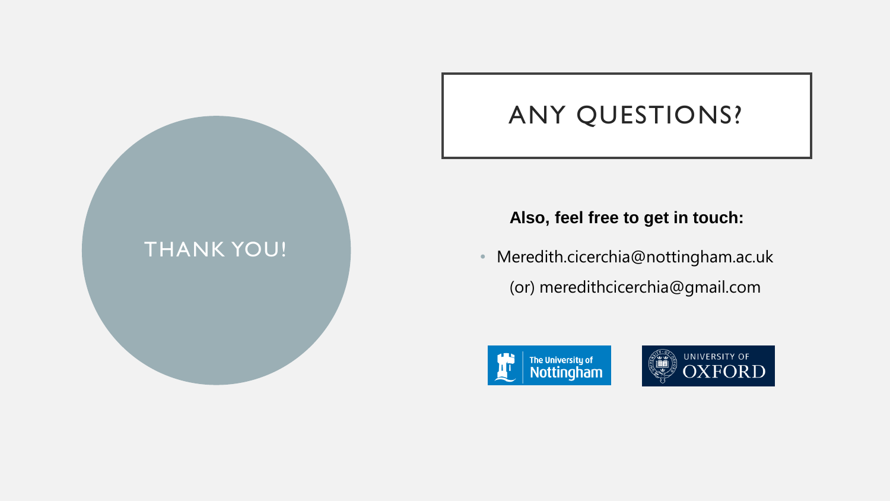THANK YOU!

# ANY QUESTIONS?

**Also, feel free to get in touch:**

- Meredith.cicerchia@nottingham.ac.uk
  (or) meredithcicerchia@gmail.com

The University of Nottingham

UNIVERSITY OF OXFORD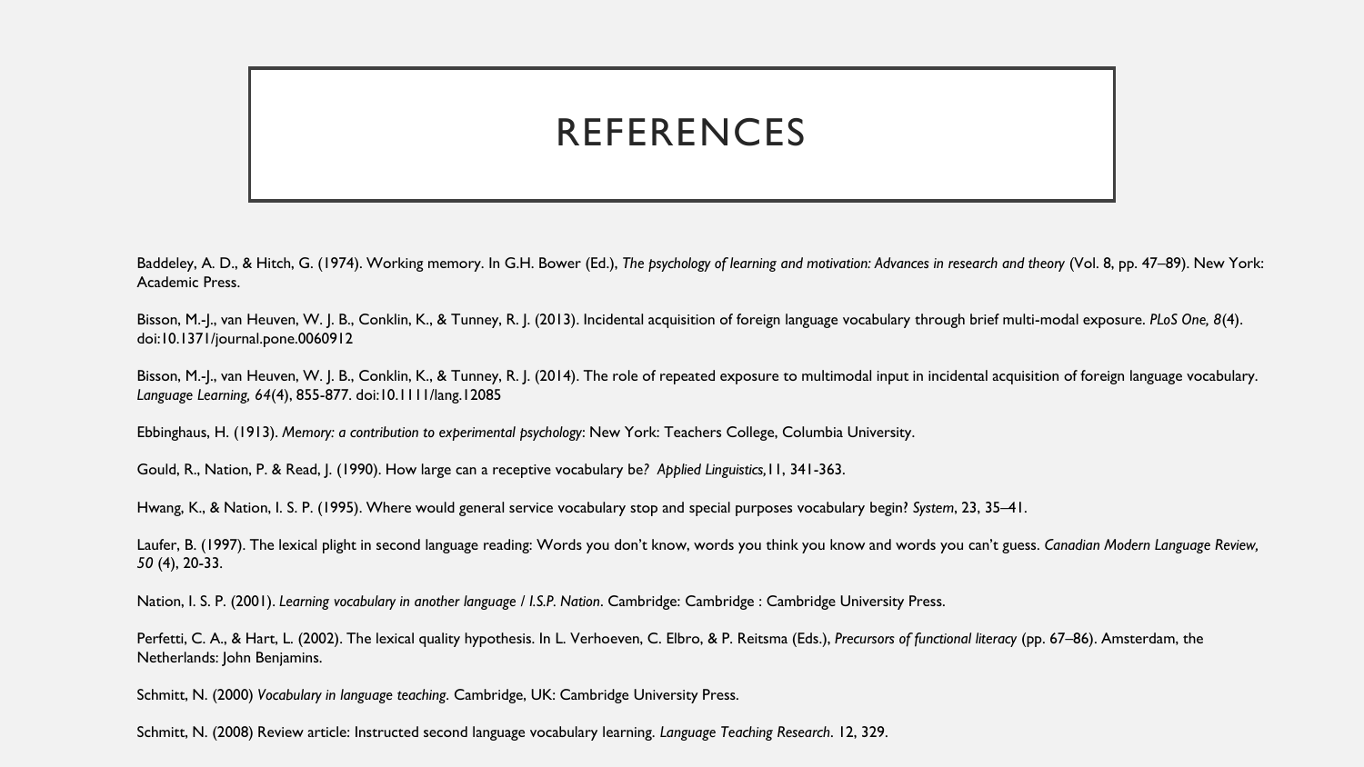# REFERENCES

Baddeley, A. D., & Hitch, G. (1974). Working memory. In G.H. Bower (Ed.), *The psychology of learning and motivation: Advances in research and theory* (Vol. 8, pp. 47–89). New York: Academic Press.

Bisson, M.-J., van Heuven, W. J. B., Conklin, K., & Tunney, R. J. (2013). Incidental acquisition of foreign language vocabulary through brief multi-modal exposure. *PLoS One, 8*(4). doi:10.1371/journal.pone.0060912

Bisson, M.-J., van Heuven, W. J. B., Conklin, K., & Tunney, R. J. (2014). The role of repeated exposure to multimodal input in incidental acquisition of foreign language vocabulary. *Language Learning, 64*(4), 855-877. doi:10.1111/lang.12085

Ebbinghaus, H. (1913). *Memory: a contribution to experimental psychology*: New York: Teachers College, Columbia University.

Gould, R., Nation, P. & Read, J. (1990). How large can a receptive vocabulary be? *Applied Linguistics,*11, 341-363.

Hwang, K., & Nation, I. S. P. (1995). Where would general service vocabulary stop and special purposes vocabulary begin? *System*, 23, 35–41.

Laufer, B. (1997). The lexical plight in second language reading: Words you don't know, words you think you know and words you can't guess. *Canadian Modern Language Review, 50* (4), 20-33.

Nation, I. S. P. (2001). *Learning vocabulary in another language / I.S.P. Nation*. Cambridge: Cambridge : Cambridge University Press.

Perfetti, C. A., & Hart, L. (2002). The lexical quality hypothesis. In L. Verhoeven, C. Elbro, & P. Reitsma (Eds.), *Precursors of functional literacy* (pp. 67–86). Amsterdam, the Netherlands: John Benjamins.

Schmitt, N. (2000) *Vocabulary in language teaching*. Cambridge, UK: Cambridge University Press.

Schmitt, N. (2008) Review article: Instructed second language vocabulary learning. *Language Teaching Research*. 12, 329.